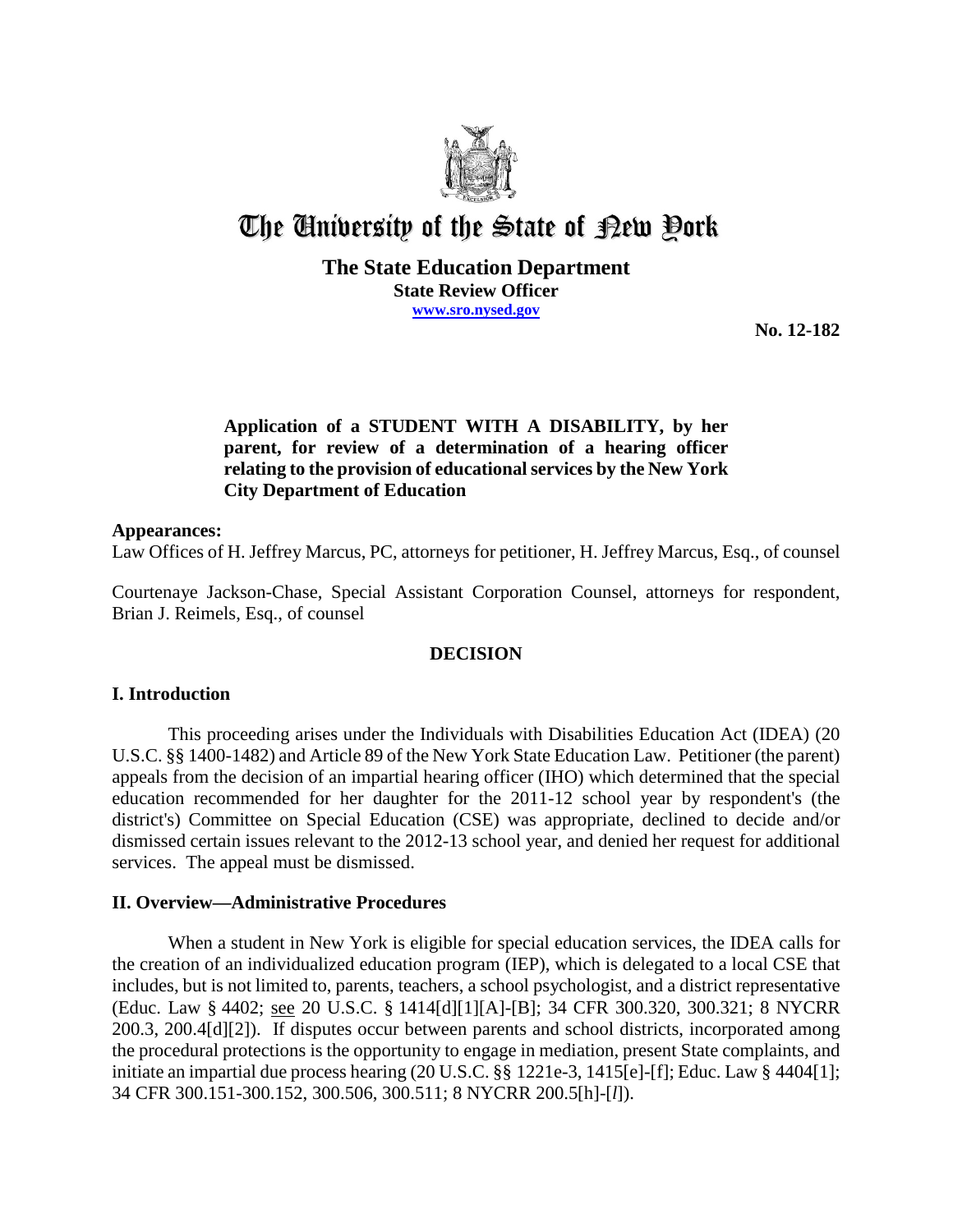# The University of the State of New York

**The State Education Department**
**State Review Officer**
**www.sro.nysed.gov**

**No. 12-182**

**Application of a STUDENT WITH A DISABILITY, by her parent, for review of a determination of a hearing officer relating to the provision of educational services by the New York City Department of Education**

**Appearances:**
Law Offices of H. Jeffrey Marcus, PC, attorneys for petitioner, H. Jeffrey Marcus, Esq., of counsel

Courtenaye Jackson-Chase, Special Assistant Corporation Counsel, attorneys for respondent, Brian J. Reimels, Esq., of counsel

## DECISION

## I. Introduction

This proceeding arises under the Individuals with Disabilities Education Act (IDEA) (20 U.S.C. §§ 1400-1482) and Article 89 of the New York State Education Law. Petitioner (the parent) appeals from the decision of an impartial hearing officer (IHO) which determined that the special education recommended for her daughter for the 2011-12 school year by respondent's (the district's) Committee on Special Education (CSE) was appropriate, declined to decide and/or dismissed certain issues relevant to the 2012-13 school year, and denied her request for additional services. The appeal must be dismissed.

## II. Overview—Administrative Procedures

When a student in New York is eligible for special education services, the IDEA calls for the creation of an individualized education program (IEP), which is delegated to a local CSE that includes, but is not limited to, parents, teachers, a school psychologist, and a district representative (Educ. Law § 4402; see 20 U.S.C. § 1414[d][1][A]-[B]; 34 CFR 300.320, 300.321; 8 NYCRR 200.3, 200.4[d][2]). If disputes occur between parents and school districts, incorporated among the procedural protections is the opportunity to engage in mediation, present State complaints, and initiate an impartial due process hearing (20 U.S.C. §§ 1221e-3, 1415[e]-[f]; Educ. Law § 4404[1]; 34 CFR 300.151-300.152, 300.506, 300.511; 8 NYCRR 200.5[h]-[*l*]).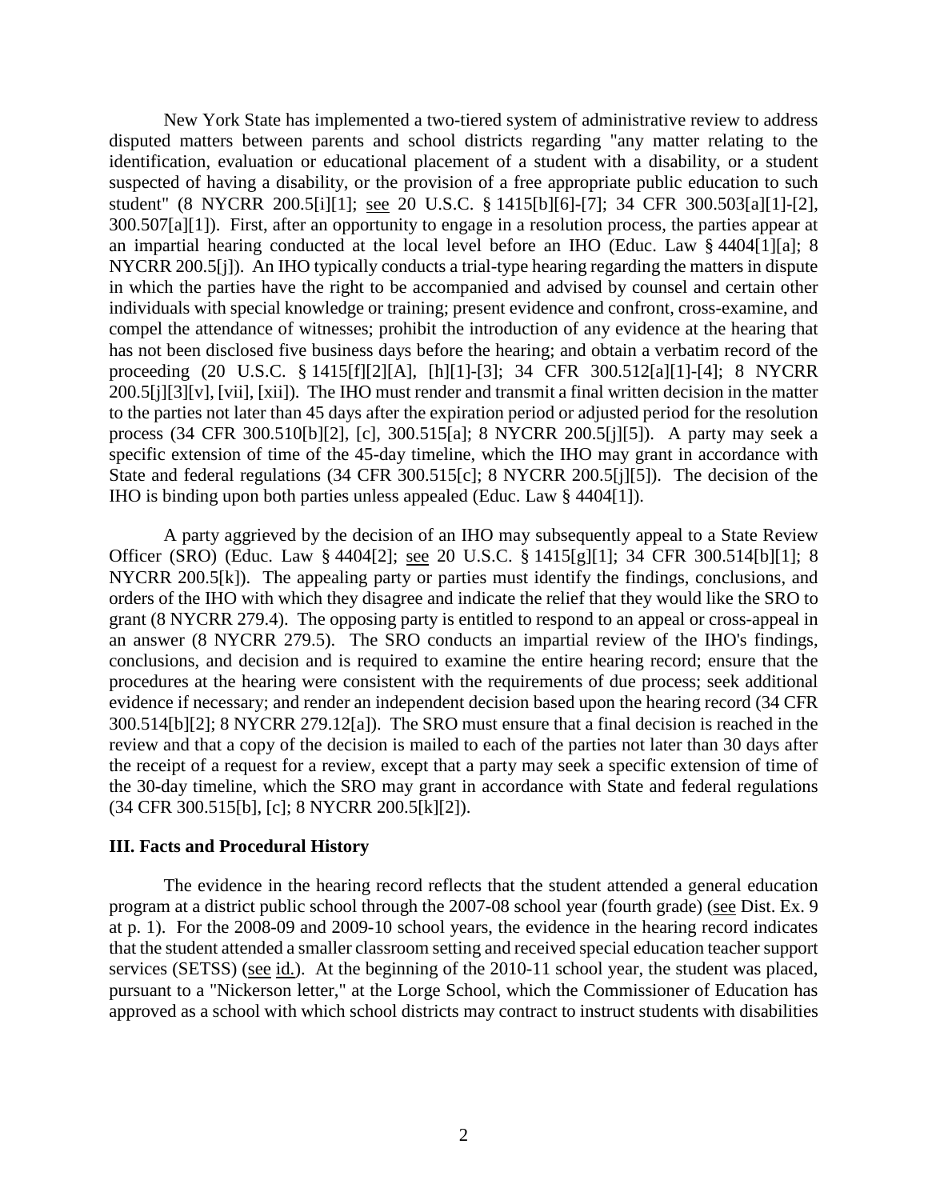New York State has implemented a two-tiered system of administrative review to address disputed matters between parents and school districts regarding "any matter relating to the identification, evaluation or educational placement of a student with a disability, or a student suspected of having a disability, or the provision of a free appropriate public education to such student" (8 NYCRR 200.5[i][1]; see 20 U.S.C. § 1415[b][6]-[7]; 34 CFR 300.503[a][1]-[2], 300.507[a][1]). First, after an opportunity to engage in a resolution process, the parties appear at an impartial hearing conducted at the local level before an IHO (Educ. Law § 4404[1][a]; 8 NYCRR 200.5[j]). An IHO typically conducts a trial-type hearing regarding the matters in dispute in which the parties have the right to be accompanied and advised by counsel and certain other individuals with special knowledge or training; present evidence and confront, cross-examine, and compel the attendance of witnesses; prohibit the introduction of any evidence at the hearing that has not been disclosed five business days before the hearing; and obtain a verbatim record of the proceeding (20 U.S.C. § 1415[f][2][A], [h][1]-[3]; 34 CFR 300.512[a][1]-[4]; 8 NYCRR 200.5[j][3][v], [vii], [xii]). The IHO must render and transmit a final written decision in the matter to the parties not later than 45 days after the expiration period or adjusted period for the resolution process (34 CFR 300.510[b][2], [c], 300.515[a]; 8 NYCRR 200.5[j][5]). A party may seek a specific extension of time of the 45-day timeline, which the IHO may grant in accordance with State and federal regulations (34 CFR 300.515[c]; 8 NYCRR 200.5[j][5]). The decision of the IHO is binding upon both parties unless appealed (Educ. Law § 4404[1]).

A party aggrieved by the decision of an IHO may subsequently appeal to a State Review Officer (SRO) (Educ. Law § 4404[2]; see 20 U.S.C. § 1415[g][1]; 34 CFR 300.514[b][1]; 8 NYCRR 200.5[k]). The appealing party or parties must identify the findings, conclusions, and orders of the IHO with which they disagree and indicate the relief that they would like the SRO to grant (8 NYCRR 279.4). The opposing party is entitled to respond to an appeal or cross-appeal in an answer (8 NYCRR 279.5). The SRO conducts an impartial review of the IHO's findings, conclusions, and decision and is required to examine the entire hearing record; ensure that the procedures at the hearing were consistent with the requirements of due process; seek additional evidence if necessary; and render an independent decision based upon the hearing record (34 CFR 300.514[b][2]; 8 NYCRR 279.12[a]). The SRO must ensure that a final decision is reached in the review and that a copy of the decision is mailed to each of the parties not later than 30 days after the receipt of a request for a review, except that a party may seek a specific extension of time of the 30-day timeline, which the SRO may grant in accordance with State and federal regulations (34 CFR 300.515[b], [c]; 8 NYCRR 200.5[k][2]).

### III. Facts and Procedural History

The evidence in the hearing record reflects that the student attended a general education program at a district public school through the 2007-08 school year (fourth grade) (see Dist. Ex. 9 at p. 1). For the 2008-09 and 2009-10 school years, the evidence in the hearing record indicates that the student attended a smaller classroom setting and received special education teacher support services (SETSS) (see id.). At the beginning of the 2010-11 school year, the student was placed, pursuant to a "Nickerson letter," at the Lorge School, which the Commissioner of Education has approved as a school with which school districts may contract to instruct students with disabilities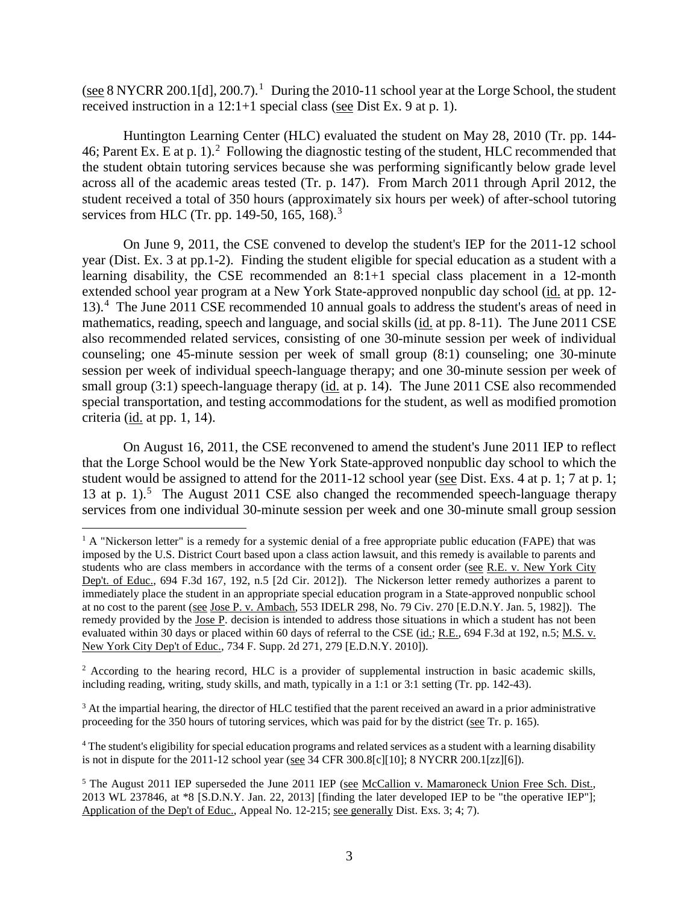(see 8 NYCRR 200.1[d], 200.7).[1] During the 2010-11 school year at the Lorge School, the student received instruction in a 12:1+1 special class (see Dist Ex. 9 at p. 1).

Huntington Learning Center (HLC) evaluated the student on May 28, 2010 (Tr. pp. 144-46; Parent Ex. E at p. 1).[2] Following the diagnostic testing of the student, HLC recommended that the student obtain tutoring services because she was performing significantly below grade level across all of the academic areas tested (Tr. p. 147). From March 2011 through April 2012, the student received a total of 350 hours (approximately six hours per week) of after-school tutoring services from HLC (Tr. pp. 149-50, 165, 168).[3]

On June 9, 2011, the CSE convened to develop the student's IEP for the 2011-12 school year (Dist. Ex. 3 at pp.1-2). Finding the student eligible for special education as a student with a learning disability, the CSE recommended an 8:1+1 special class placement in a 12-month extended school year program at a New York State-approved nonpublic day school (id. at pp. 12-13).[4] The June 2011 CSE recommended 10 annual goals to address the student's areas of need in mathematics, reading, speech and language, and social skills (id. at pp. 8-11). The June 2011 CSE also recommended related services, consisting of one 30-minute session per week of individual counseling; one 45-minute session per week of small group (8:1) counseling; one 30-minute session per week of individual speech-language therapy; and one 30-minute session per week of small group (3:1) speech-language therapy (id. at p. 14). The June 2011 CSE also recommended special transportation, and testing accommodations for the student, as well as modified promotion criteria (id. at pp. 1, 14).

On August 16, 2011, the CSE reconvened to amend the student's June 2011 IEP to reflect that the Lorge School would be the New York State-approved nonpublic day school to which the student would be assigned to attend for the 2011-12 school year (see Dist. Exs. 4 at p. 1; 7 at p. 1; 13 at p. 1).[5] The August 2011 CSE also changed the recommended speech-language therapy services from one individual 30-minute session per week and one 30-minute small group session

---

[1] A "Nickerson letter" is a remedy for a systemic denial of a free appropriate public education (FAPE) that was imposed by the U.S. District Court based upon a class action lawsuit, and this remedy is available to parents and students who are class members in accordance with the terms of a consent order (see R.E. v. New York City Dep't. of Educ., 694 F.3d 167, 192, n.5 [2d Cir. 2012]). The Nickerson letter remedy authorizes a parent to immediately place the student in an appropriate special education program in a State-approved nonpublic school at no cost to the parent (see Jose P. v. Ambach, 553 IDELR 298, No. 79 Civ. 270 [E.D.N.Y. Jan. 5, 1982]). The remedy provided by the Jose P. decision is intended to address those situations in which a student has not been evaluated within 30 days or placed within 60 days of referral to the CSE (id.; R.E., 694 F.3d at 192, n.5; M.S. v. New York City Dep't of Educ., 734 F. Supp. 2d 271, 279 [E.D.N.Y. 2010]).

[2] According to the hearing record, HLC is a provider of supplemental instruction in basic academic skills, including reading, writing, study skills, and math, typically in a 1:1 or 3:1 setting (Tr. pp. 142-43).

[3] At the impartial hearing, the director of HLC testified that the parent received an award in a prior administrative proceeding for the 350 hours of tutoring services, which was paid for by the district (see Tr. p. 165).

[4] The student's eligibility for special education programs and related services as a student with a learning disability is not in dispute for the 2011-12 school year (see 34 CFR 300.8[c][10]; 8 NYCRR 200.1[zz][6]).

[5] The August 2011 IEP superseded the June 2011 IEP (see McCallion v. Mamaroneck Union Free Sch. Dist., 2013 WL 237846, at *8 [S.D.N.Y. Jan. 22, 2013] [finding the later developed IEP to be "the operative IEP"]; Application of the Dep't of Educ., Appeal No. 12-215; see generally Dist. Exs. 3; 4; 7).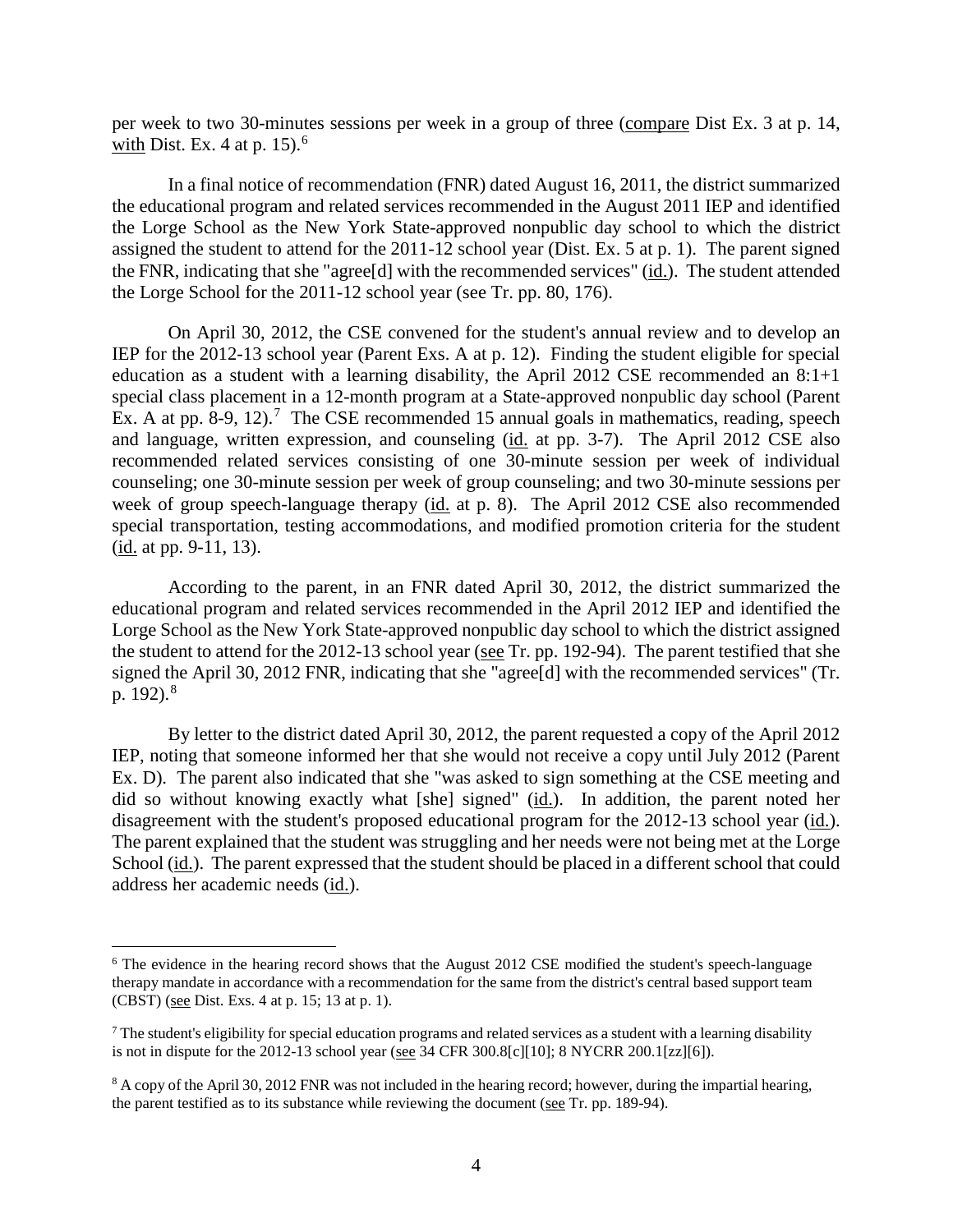per week to two 30-minutes sessions per week in a group of three (compare Dist Ex. 3 at p. 14, with Dist. Ex. 4 at p. 15).[6]

In a final notice of recommendation (FNR) dated August 16, 2011, the district summarized the educational program and related services recommended in the August 2011 IEP and identified the Lorge School as the New York State-approved nonpublic day school to which the district assigned the student to attend for the 2011-12 school year (Dist. Ex. 5 at p. 1). The parent signed the FNR, indicating that she "agree[d] with the recommended services" (id.). The student attended the Lorge School for the 2011-12 school year (see Tr. pp. 80, 176).

On April 30, 2012, the CSE convened for the student's annual review and to develop an IEP for the 2012-13 school year (Parent Exs. A at p. 12). Finding the student eligible for special education as a student with a learning disability, the April 2012 CSE recommended an 8:1+1 special class placement in a 12-month program at a State-approved nonpublic day school (Parent Ex. A at pp. 8-9, 12).[7] The CSE recommended 15 annual goals in mathematics, reading, speech and language, written expression, and counseling (id. at pp. 3-7). The April 2012 CSE also recommended related services consisting of one 30-minute session per week of individual counseling; one 30-minute session per week of group counseling; and two 30-minute sessions per week of group speech-language therapy (id. at p. 8). The April 2012 CSE also recommended special transportation, testing accommodations, and modified promotion criteria for the student (id. at pp. 9-11, 13).

According to the parent, in an FNR dated April 30, 2012, the district summarized the educational program and related services recommended in the April 2012 IEP and identified the Lorge School as the New York State-approved nonpublic day school to which the district assigned the student to attend for the 2012-13 school year (see Tr. pp. 192-94). The parent testified that she signed the April 30, 2012 FNR, indicating that she "agree[d] with the recommended services" (Tr. p. 192).[8]

By letter to the district dated April 30, 2012, the parent requested a copy of the April 2012 IEP, noting that someone informed her that she would not receive a copy until July 2012 (Parent Ex. D). The parent also indicated that she "was asked to sign something at the CSE meeting and did so without knowing exactly what [she] signed" (id.). In addition, the parent noted her disagreement with the student's proposed educational program for the 2012-13 school year (id.). The parent explained that the student was struggling and her needs were not being met at the Lorge School (id.). The parent expressed that the student should be placed in a different school that could address her academic needs (id.).

---

[6] The evidence in the hearing record shows that the August 2012 CSE modified the student's speech-language therapy mandate in accordance with a recommendation for the same from the district's central based support team (CBST) (see Dist. Exs. 4 at p. 15; 13 at p. 1).

[7] The student's eligibility for special education programs and related services as a student with a learning disability is not in dispute for the 2012-13 school year (see 34 CFR 300.8[c][10]; 8 NYCRR 200.1[zz][6]).

[8] A copy of the April 30, 2012 FNR was not included in the hearing record; however, during the impartial hearing, the parent testified as to its substance while reviewing the document (see Tr. pp. 189-94).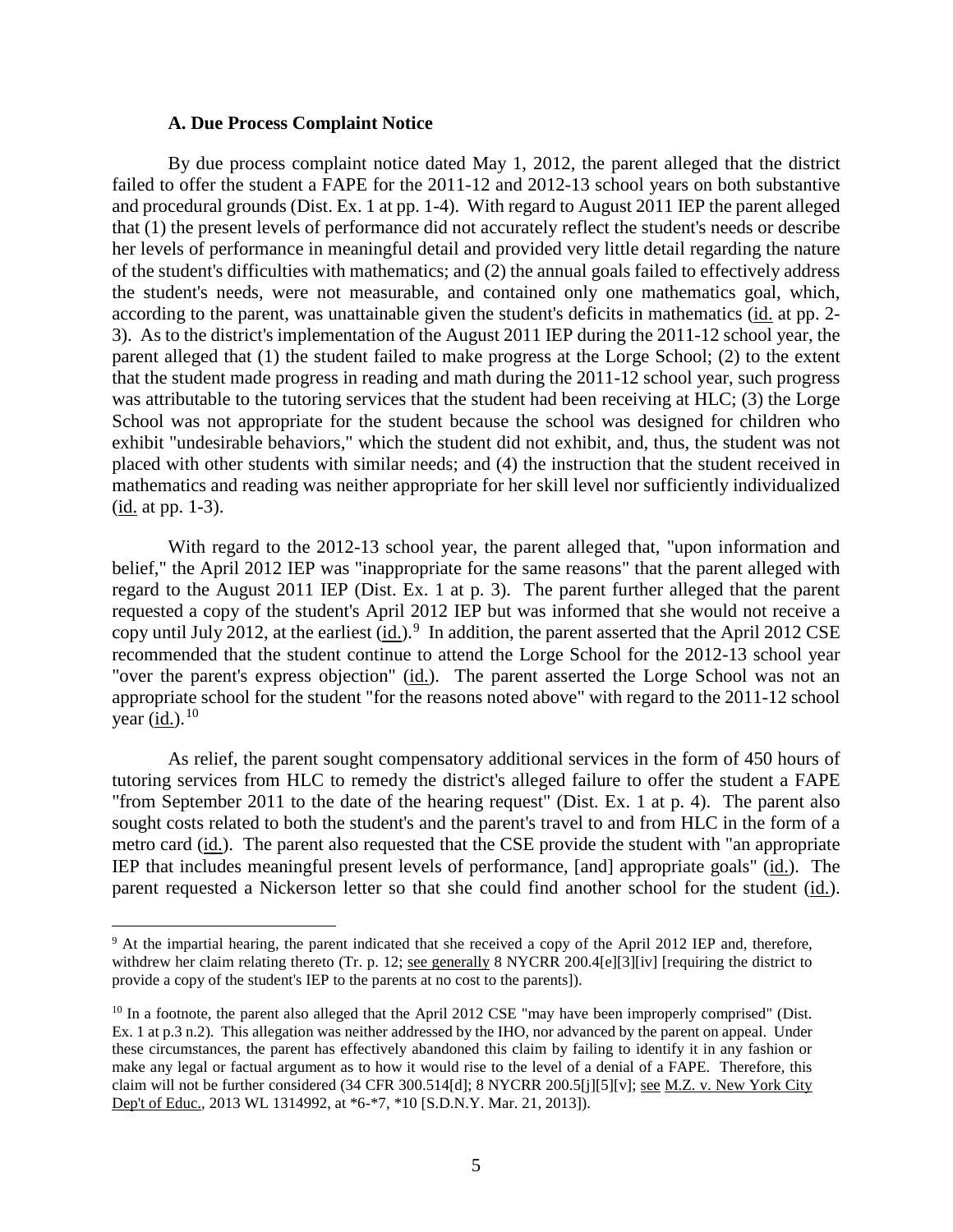### A. Due Process Complaint Notice

By due process complaint notice dated May 1, 2012, the parent alleged that the district failed to offer the student a FAPE for the 2011-12 and 2012-13 school years on both substantive and procedural grounds (Dist. Ex. 1 at pp. 1-4). With regard to August 2011 IEP the parent alleged that (1) the present levels of performance did not accurately reflect the student's needs or describe her levels of performance in meaningful detail and provided very little detail regarding the nature of the student's difficulties with mathematics; and (2) the annual goals failed to effectively address the student's needs, were not measurable, and contained only one mathematics goal, which, according to the parent, was unattainable given the student's deficits in mathematics (id. at pp. 2-3). As to the district's implementation of the August 2011 IEP during the 2011-12 school year, the parent alleged that (1) the student failed to make progress at the Lorge School; (2) to the extent that the student made progress in reading and math during the 2011-12 school year, such progress was attributable to the tutoring services that the student had been receiving at HLC; (3) the Lorge School was not appropriate for the student because the school was designed for children who exhibit "undesirable behaviors," which the student did not exhibit, and, thus, the student was not placed with other students with similar needs; and (4) the instruction that the student received in mathematics and reading was neither appropriate for her skill level nor sufficiently individualized (id. at pp. 1-3).

With regard to the 2012-13 school year, the parent alleged that, "upon information and belief," the April 2012 IEP was "inappropriate for the same reasons" that the parent alleged with regard to the August 2011 IEP (Dist. Ex. 1 at p. 3). The parent further alleged that the parent requested a copy of the student's April 2012 IEP but was informed that she would not receive a copy until July 2012, at the earliest (id.).[9] In addition, the parent asserted that the April 2012 CSE recommended that the student continue to attend the Lorge School for the 2012-13 school year "over the parent's express objection" (id.). The parent asserted the Lorge School was not an appropriate school for the student "for the reasons noted above" with regard to the 2011-12 school year (id.).[10]

As relief, the parent sought compensatory additional services in the form of 450 hours of tutoring services from HLC to remedy the district's alleged failure to offer the student a FAPE "from September 2011 to the date of the hearing request" (Dist. Ex. 1 at p. 4). The parent also sought costs related to both the student's and the parent's travel to and from HLC in the form of a metro card (id.). The parent also requested that the CSE provide the student with "an appropriate IEP that includes meaningful present levels of performance, [and] appropriate goals" (id.). The parent requested a Nickerson letter so that she could find another school for the student (id.).

---

[9] At the impartial hearing, the parent indicated that she received a copy of the April 2012 IEP and, therefore, withdrew her claim relating thereto (Tr. p. 12; see generally 8 NYCRR 200.4[e][3][iv] [requiring the district to provide a copy of the student's IEP to the parents at no cost to the parents]).

[10] In a footnote, the parent also alleged that the April 2012 CSE "may have been improperly comprised" (Dist. Ex. 1 at p.3 n.2). This allegation was neither addressed by the IHO, nor advanced by the parent on appeal. Under these circumstances, the parent has effectively abandoned this claim by failing to identify it in any fashion or make any legal or factual argument as to how it would rise to the level of a denial of a FAPE. Therefore, this claim will not be further considered (34 CFR 300.514[d]; 8 NYCRR 200.5[j][5][v]; see M.Z. v. New York City Dep't of Educ., 2013 WL 1314992, at *6-*7, *10 [S.D.N.Y. Mar. 21, 2013]).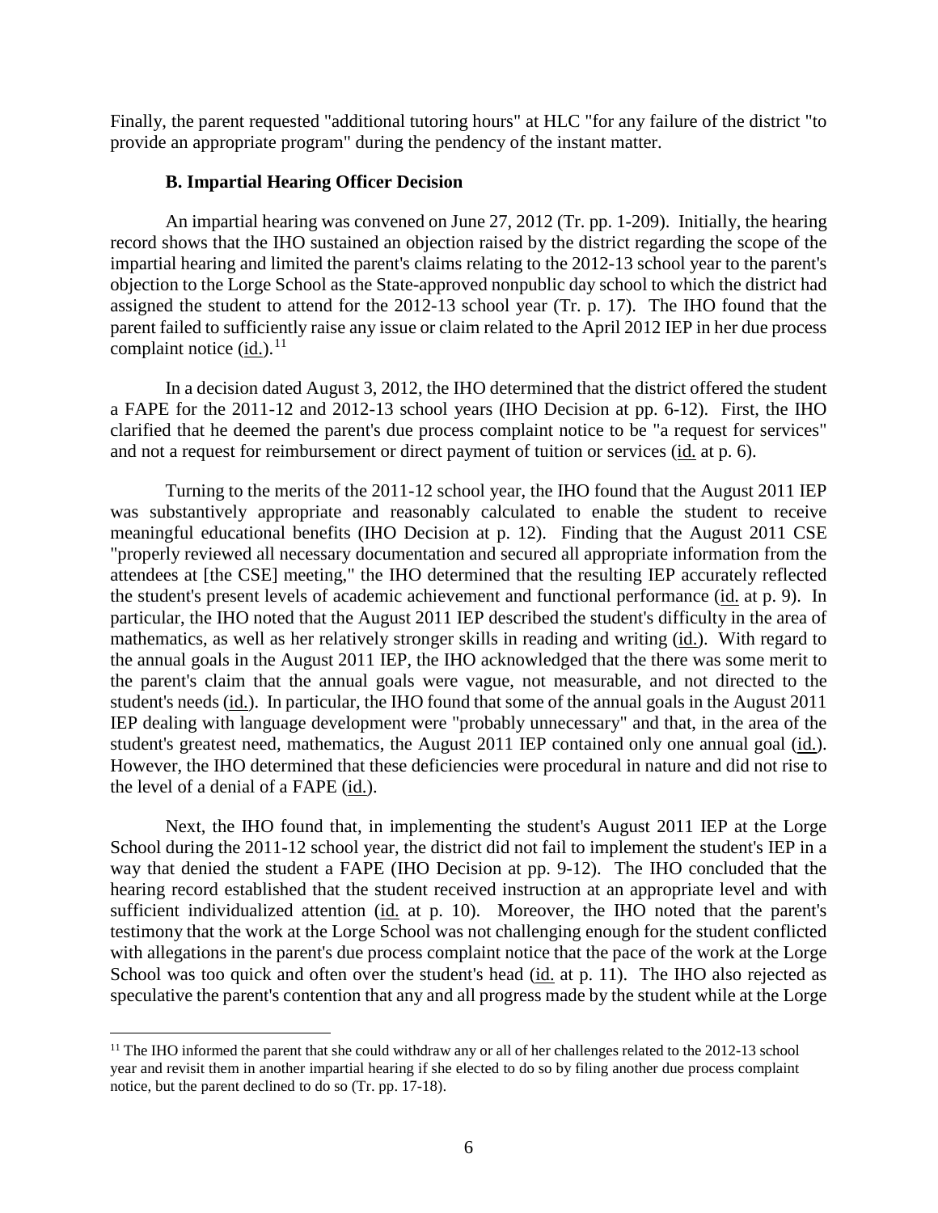Finally, the parent requested "additional tutoring hours" at HLC "for any failure of the district "to provide an appropriate program" during the pendency of the instant matter.

### B. Impartial Hearing Officer Decision

An impartial hearing was convened on June 27, 2012 (Tr. pp. 1-209). Initially, the hearing record shows that the IHO sustained an objection raised by the district regarding the scope of the impartial hearing and limited the parent's claims relating to the 2012-13 school year to the parent's objection to the Lorge School as the State-approved nonpublic day school to which the district had assigned the student to attend for the 2012-13 school year (Tr. p. 17). The IHO found that the parent failed to sufficiently raise any issue or claim related to the April 2012 IEP in her due process complaint notice (id.).[11]

In a decision dated August 3, 2012, the IHO determined that the district offered the student a FAPE for the 2011-12 and 2012-13 school years (IHO Decision at pp. 6-12). First, the IHO clarified that he deemed the parent's due process complaint notice to be "a request for services" and not a request for reimbursement or direct payment of tuition or services (id. at p. 6).

Turning to the merits of the 2011-12 school year, the IHO found that the August 2011 IEP was substantively appropriate and reasonably calculated to enable the student to receive meaningful educational benefits (IHO Decision at p. 12). Finding that the August 2011 CSE "properly reviewed all necessary documentation and secured all appropriate information from the attendees at [the CSE] meeting," the IHO determined that the resulting IEP accurately reflected the student's present levels of academic achievement and functional performance (id. at p. 9). In particular, the IHO noted that the August 2011 IEP described the student's difficulty in the area of mathematics, as well as her relatively stronger skills in reading and writing (id.). With regard to the annual goals in the August 2011 IEP, the IHO acknowledged that the there was some merit to the parent's claim that the annual goals were vague, not measurable, and not directed to the student's needs (id.). In particular, the IHO found that some of the annual goals in the August 2011 IEP dealing with language development were "probably unnecessary" and that, in the area of the student's greatest need, mathematics, the August 2011 IEP contained only one annual goal (id.). However, the IHO determined that these deficiencies were procedural in nature and did not rise to the level of a denial of a FAPE (id.).

Next, the IHO found that, in implementing the student's August 2011 IEP at the Lorge School during the 2011-12 school year, the district did not fail to implement the student's IEP in a way that denied the student a FAPE (IHO Decision at pp. 9-12). The IHO concluded that the hearing record established that the student received instruction at an appropriate level and with sufficient individualized attention (id. at p. 10). Moreover, the IHO noted that the parent's testimony that the work at the Lorge School was not challenging enough for the student conflicted with allegations in the parent's due process complaint notice that the pace of the work at the Lorge School was too quick and often over the student's head (id. at p. 11). The IHO also rejected as speculative the parent's contention that any and all progress made by the student while at the Lorge

[11] The IHO informed the parent that she could withdraw any or all of her challenges related to the 2012-13 school year and revisit them in another impartial hearing if she elected to do so by filing another due process complaint notice, but the parent declined to do so (Tr. pp. 17-18).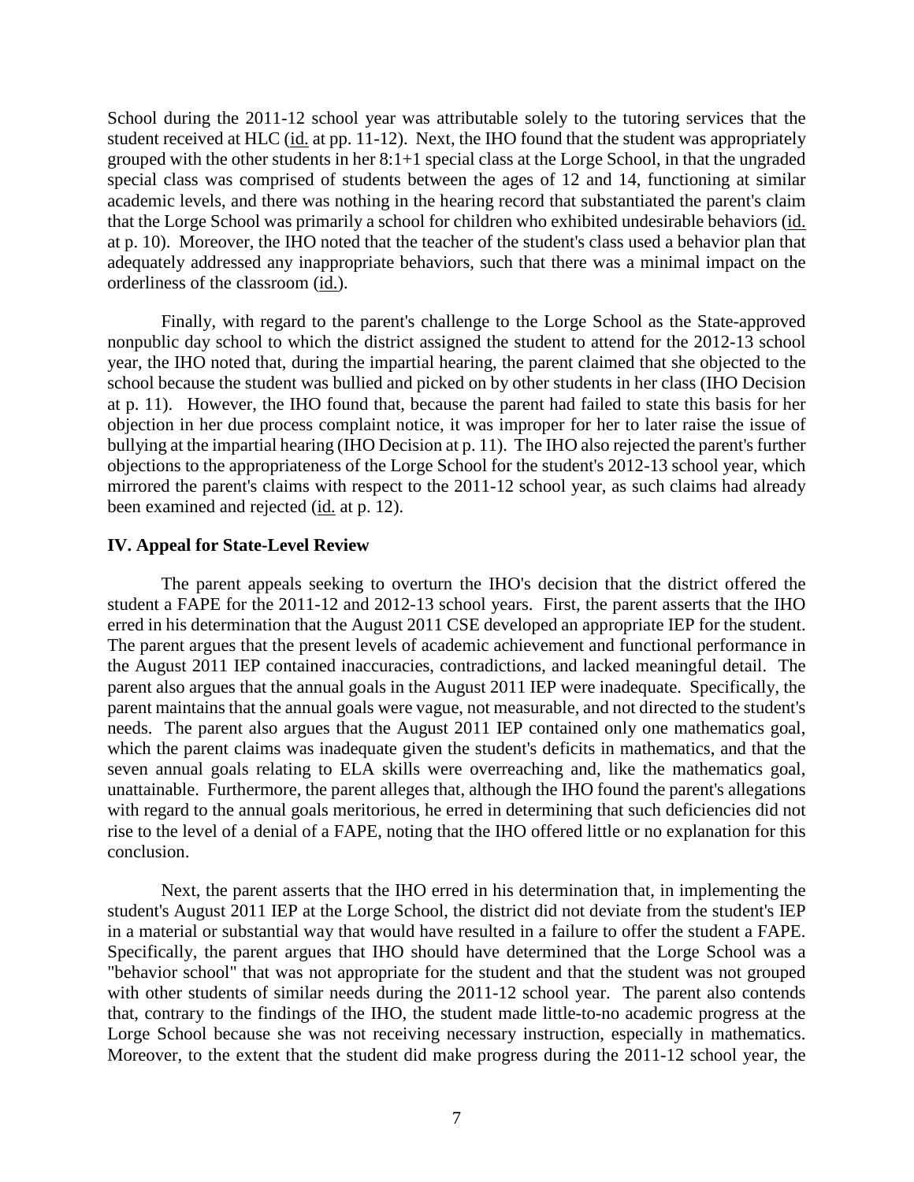School during the 2011-12 school year was attributable solely to the tutoring services that the student received at HLC (id. at pp. 11-12). Next, the IHO found that the student was appropriately grouped with the other students in her 8:1+1 special class at the Lorge School, in that the ungraded special class was comprised of students between the ages of 12 and 14, functioning at similar academic levels, and there was nothing in the hearing record that substantiated the parent's claim that the Lorge School was primarily a school for children who exhibited undesirable behaviors (id. at p. 10). Moreover, the IHO noted that the teacher of the student's class used a behavior plan that adequately addressed any inappropriate behaviors, such that there was a minimal impact on the orderliness of the classroom (id.).

Finally, with regard to the parent's challenge to the Lorge School as the State-approved nonpublic day school to which the district assigned the student to attend for the 2012-13 school year, the IHO noted that, during the impartial hearing, the parent claimed that she objected to the school because the student was bullied and picked on by other students in her class (IHO Decision at p. 11). However, the IHO found that, because the parent had failed to state this basis for her objection in her due process complaint notice, it was improper for her to later raise the issue of bullying at the impartial hearing (IHO Decision at p. 11). The IHO also rejected the parent's further objections to the appropriateness of the Lorge School for the student's 2012-13 school year, which mirrored the parent's claims with respect to the 2011-12 school year, as such claims had already been examined and rejected (id. at p. 12).

## IV. Appeal for State-Level Review

The parent appeals seeking to overturn the IHO's decision that the district offered the student a FAPE for the 2011-12 and 2012-13 school years. First, the parent asserts that the IHO erred in his determination that the August 2011 CSE developed an appropriate IEP for the student. The parent argues that the present levels of academic achievement and functional performance in the August 2011 IEP contained inaccuracies, contradictions, and lacked meaningful detail. The parent also argues that the annual goals in the August 2011 IEP were inadequate. Specifically, the parent maintains that the annual goals were vague, not measurable, and not directed to the student's needs. The parent also argues that the August 2011 IEP contained only one mathematics goal, which the parent claims was inadequate given the student's deficits in mathematics, and that the seven annual goals relating to ELA skills were overreaching and, like the mathematics goal, unattainable. Furthermore, the parent alleges that, although the IHO found the parent's allegations with regard to the annual goals meritorious, he erred in determining that such deficiencies did not rise to the level of a denial of a FAPE, noting that the IHO offered little or no explanation for this conclusion.

Next, the parent asserts that the IHO erred in his determination that, in implementing the student's August 2011 IEP at the Lorge School, the district did not deviate from the student's IEP in a material or substantial way that would have resulted in a failure to offer the student a FAPE. Specifically, the parent argues that IHO should have determined that the Lorge School was a "behavior school" that was not appropriate for the student and that the student was not grouped with other students of similar needs during the 2011-12 school year. The parent also contends that, contrary to the findings of the IHO, the student made little-to-no academic progress at the Lorge School because she was not receiving necessary instruction, especially in mathematics. Moreover, to the extent that the student did make progress during the 2011-12 school year, the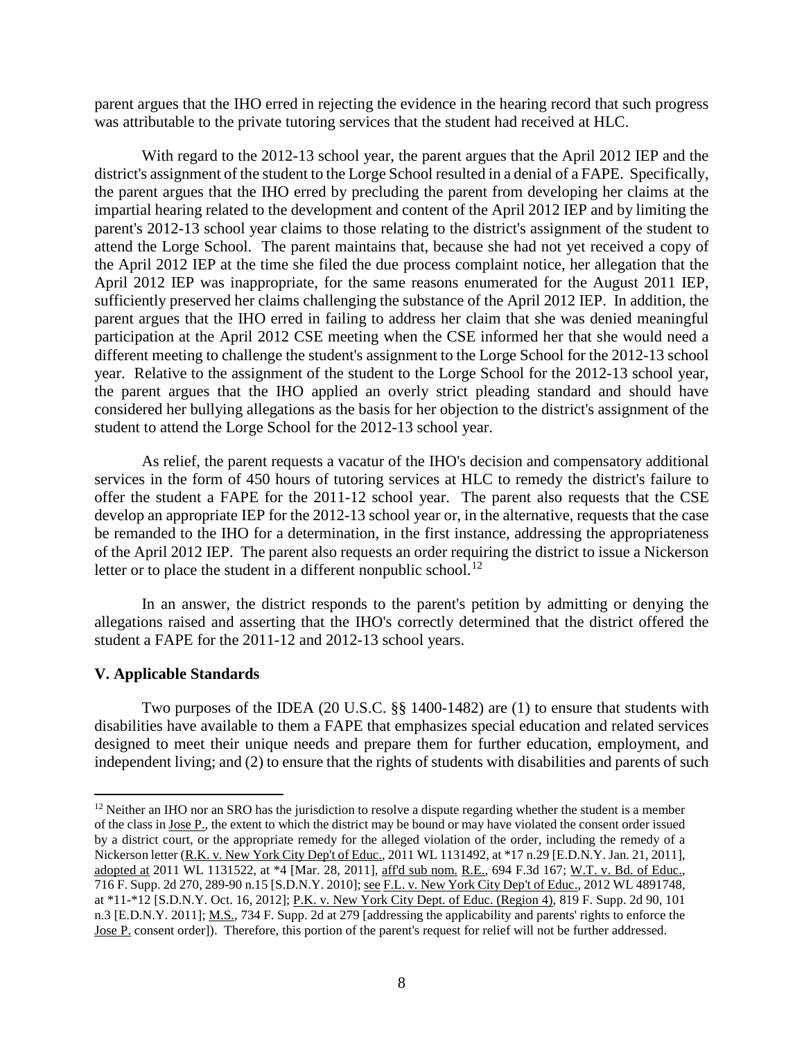parent argues that the IHO erred in rejecting the evidence in the hearing record that such progress was attributable to the private tutoring services that the student had received at HLC.

With regard to the 2012-13 school year, the parent argues that the April 2012 IEP and the district's assignment of the student to the Lorge School resulted in a denial of a FAPE. Specifically, the parent argues that the IHO erred by precluding the parent from developing her claims at the impartial hearing related to the development and content of the April 2012 IEP and by limiting the parent's 2012-13 school year claims to those relating to the district's assignment of the student to attend the Lorge School. The parent maintains that, because she had not yet received a copy of the April 2012 IEP at the time she filed the due process complaint notice, her allegation that the April 2012 IEP was inappropriate, for the same reasons enumerated for the August 2011 IEP, sufficiently preserved her claims challenging the substance of the April 2012 IEP. In addition, the parent argues that the IHO erred in failing to address her claim that she was denied meaningful participation at the April 2012 CSE meeting when the CSE informed her that she would need a different meeting to challenge the student's assignment to the Lorge School for the 2012-13 school year. Relative to the assignment of the student to the Lorge School for the 2012-13 school year, the parent argues that the IHO applied an overly strict pleading standard and should have considered her bullying allegations as the basis for her objection to the district's assignment of the student to attend the Lorge School for the 2012-13 school year.

As relief, the parent requests a vacatur of the IHO's decision and compensatory additional services in the form of 450 hours of tutoring services at HLC to remedy the district's failure to offer the student a FAPE for the 2011-12 school year. The parent also requests that the CSE develop an appropriate IEP for the 2012-13 school year or, in the alternative, requests that the case be remanded to the IHO for a determination, in the first instance, addressing the appropriateness of the April 2012 IEP. The parent also requests an order requiring the district to issue a Nickerson letter or to place the student in a different nonpublic school.[12]

In an answer, the district responds to the parent's petition by admitting or denying the allegations raised and asserting that the IHO's correctly determined that the district offered the student a FAPE for the 2011-12 and 2012-13 school years.

### V. Applicable Standards

Two purposes of the IDEA (20 U.S.C. §§ 1400-1482) are (1) to ensure that students with disabilities have available to them a FAPE that emphasizes special education and related services designed to meet their unique needs and prepare them for further education, employment, and independent living; and (2) to ensure that the rights of students with disabilities and parents of such

---

[12] Neither an IHO nor an SRO has the jurisdiction to resolve a dispute regarding whether the student is a member of the class in Jose P., the extent to which the district may be bound or may have violated the consent order issued by a district court, or the appropriate remedy for the alleged violation of the order, including the remedy of a Nickerson letter (R.K. v. New York City Dep't of Educ., 2011 WL 1131492, at *17 n.29 [E.D.N.Y. Jan. 21, 2011], adopted at 2011 WL 1131522, at *4 [Mar. 28, 2011], aff'd sub nom. R.E., 694 F.3d 167; W.T. v. Bd. of Educ., 716 F. Supp. 2d 270, 289-90 n.15 [S.D.N.Y. 2010]; see F.L. v. New York City Dep't of Educ., 2012 WL 4891748, at *11-*12 [S.D.N.Y. Oct. 16, 2012]; P.K. v. New York City Dept. of Educ. (Region 4), 819 F. Supp. 2d 90, 101 n.3 [E.D.N.Y. 2011]; M.S., 734 F. Supp. 2d at 279 [addressing the applicability and parents' rights to enforce the Jose P. consent order]). Therefore, this portion of the parent's request for relief will not be further addressed.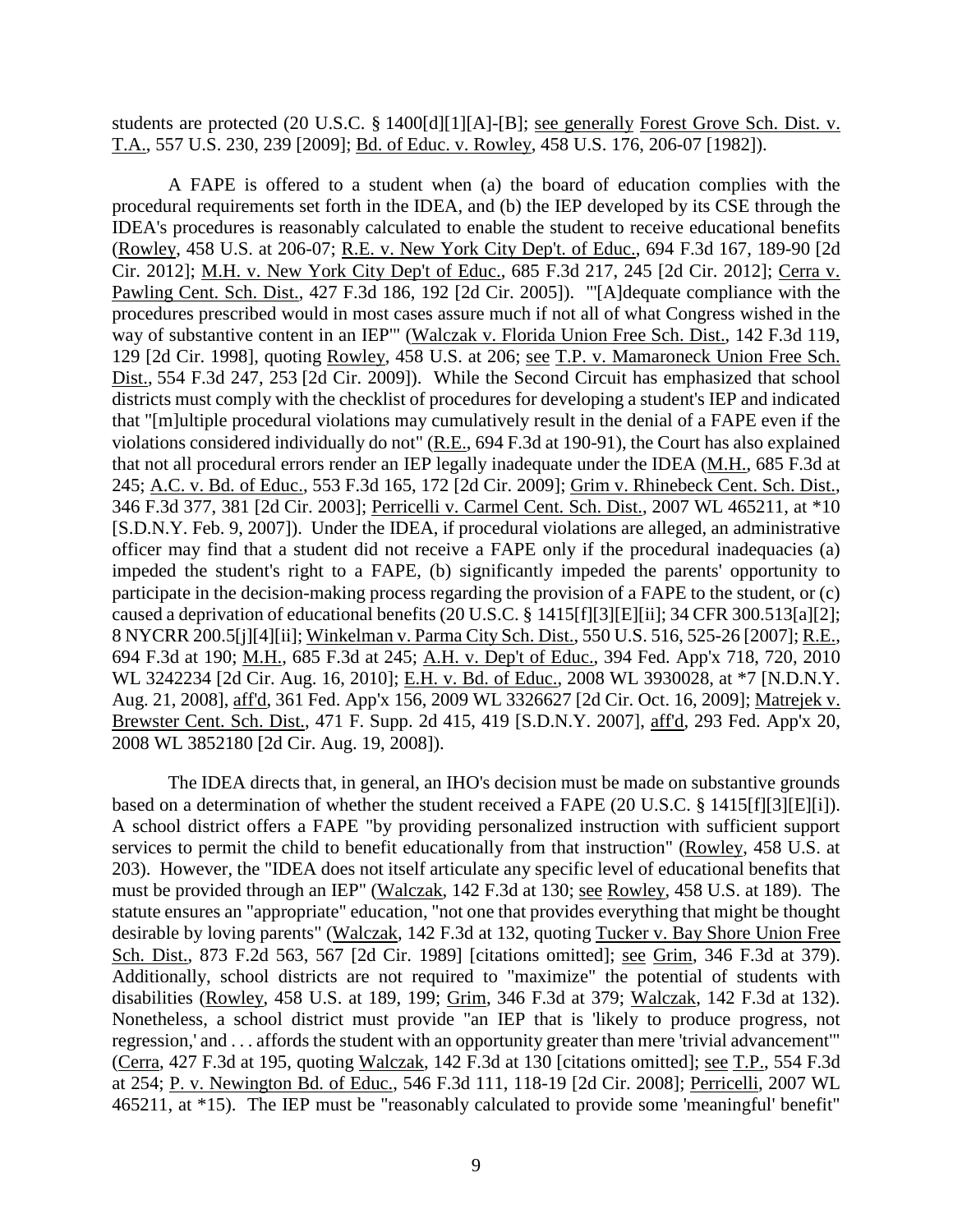students are protected (20 U.S.C. § 1400[d][1][A]-[B]; see generally Forest Grove Sch. Dist. v. T.A., 557 U.S. 230, 239 [2009]; Bd. of Educ. v. Rowley, 458 U.S. 176, 206-07 [1982]).

A FAPE is offered to a student when (a) the board of education complies with the procedural requirements set forth in the IDEA, and (b) the IEP developed by its CSE through the IDEA's procedures is reasonably calculated to enable the student to receive educational benefits (Rowley, 458 U.S. at 206-07; R.E. v. New York City Dep't. of Educ., 694 F.3d 167, 189-90 [2d Cir. 2012]; M.H. v. New York City Dep't of Educ., 685 F.3d 217, 245 [2d Cir. 2012]; Cerra v. Pawling Cent. Sch. Dist., 427 F.3d 186, 192 [2d Cir. 2005]). "'[A]dequate compliance with the procedures prescribed would in most cases assure much if not all of what Congress wished in the way of substantive content in an IEP'" (Walczak v. Florida Union Free Sch. Dist., 142 F.3d 119, 129 [2d Cir. 1998], quoting Rowley, 458 U.S. at 206; see T.P. v. Mamaroneck Union Free Sch. Dist., 554 F.3d 247, 253 [2d Cir. 2009]). While the Second Circuit has emphasized that school districts must comply with the checklist of procedures for developing a student's IEP and indicated that "[m]ultiple procedural violations may cumulatively result in the denial of a FAPE even if the violations considered individually do not" (R.E., 694 F.3d at 190-91), the Court has also explained that not all procedural errors render an IEP legally inadequate under the IDEA (M.H., 685 F.3d at 245; A.C. v. Bd. of Educ., 553 F.3d 165, 172 [2d Cir. 2009]; Grim v. Rhinebeck Cent. Sch. Dist., 346 F.3d 377, 381 [2d Cir. 2003]; Perricelli v. Carmel Cent. Sch. Dist., 2007 WL 465211, at *10 [S.D.N.Y. Feb. 9, 2007]). Under the IDEA, if procedural violations are alleged, an administrative officer may find that a student did not receive a FAPE only if the procedural inadequacies (a) impeded the student's right to a FAPE, (b) significantly impeded the parents' opportunity to participate in the decision-making process regarding the provision of a FAPE to the student, or (c) caused a deprivation of educational benefits (20 U.S.C. § 1415[f][3][E][ii]; 34 CFR 300.513[a][2]; 8 NYCRR 200.5[j][4][ii]; Winkelman v. Parma City Sch. Dist., 550 U.S. 516, 525-26 [2007]; R.E., 694 F.3d at 190; M.H., 685 F.3d at 245; A.H. v. Dep't of Educ., 394 Fed. App'x 718, 720, 2010 WL 3242234 [2d Cir. Aug. 16, 2010]; E.H. v. Bd. of Educ., 2008 WL 3930028, at *7 [N.D.N.Y. Aug. 21, 2008], aff'd, 361 Fed. App'x 156, 2009 WL 3326627 [2d Cir. Oct. 16, 2009]; Matrejek v. Brewster Cent. Sch. Dist., 471 F. Supp. 2d 415, 419 [S.D.N.Y. 2007], aff'd, 293 Fed. App'x 20, 2008 WL 3852180 [2d Cir. Aug. 19, 2008]).

The IDEA directs that, in general, an IHO's decision must be made on substantive grounds based on a determination of whether the student received a FAPE (20 U.S.C. § 1415[f][3][E][i]). A school district offers a FAPE "by providing personalized instruction with sufficient support services to permit the child to benefit educationally from that instruction" (Rowley, 458 U.S. at 203). However, the "IDEA does not itself articulate any specific level of educational benefits that must be provided through an IEP" (Walczak, 142 F.3d at 130; see Rowley, 458 U.S. at 189). The statute ensures an "appropriate" education, "not one that provides everything that might be thought desirable by loving parents" (Walczak, 142 F.3d at 132, quoting Tucker v. Bay Shore Union Free Sch. Dist., 873 F.2d 563, 567 [2d Cir. 1989] [citations omitted]; see Grim, 346 F.3d at 379). Additionally, school districts are not required to "maximize" the potential of students with disabilities (Rowley, 458 U.S. at 189, 199; Grim, 346 F.3d at 379; Walczak, 142 F.3d at 132). Nonetheless, a school district must provide "an IEP that is 'likely to produce progress, not regression,' and . . . affords the student with an opportunity greater than mere 'trivial advancement'" (Cerra, 427 F.3d at 195, quoting Walczak, 142 F.3d at 130 [citations omitted]; see T.P., 554 F.3d at 254; P. v. Newington Bd. of Educ., 546 F.3d 111, 118-19 [2d Cir. 2008]; Perricelli, 2007 WL 465211, at *15). The IEP must be "reasonably calculated to provide some 'meaningful' benefit"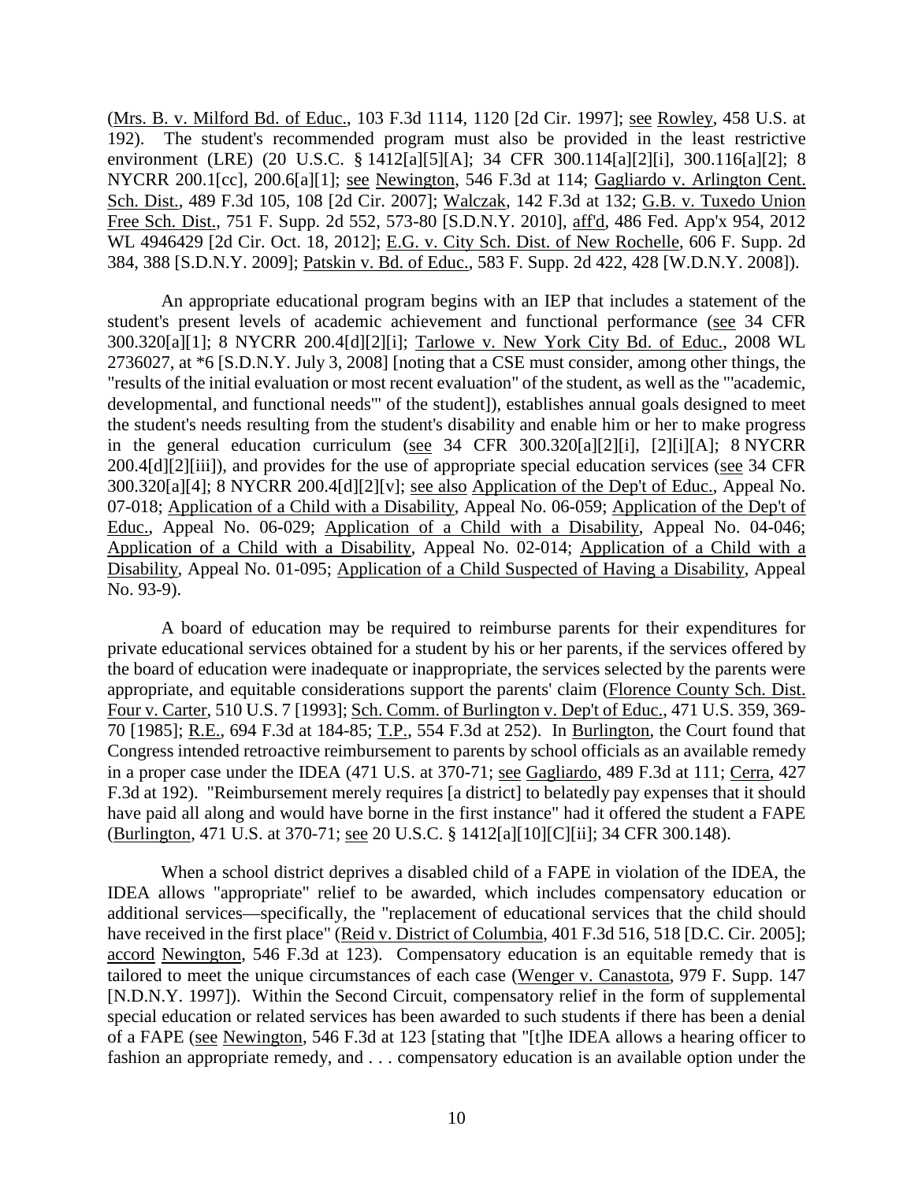(Mrs. B. v. Milford Bd. of Educ., 103 F.3d 1114, 1120 [2d Cir. 1997]; see Rowley, 458 U.S. at 192). The student's recommended program must also be provided in the least restrictive environment (LRE) (20 U.S.C. § 1412[a][5][A]; 34 CFR 300.114[a][2][i], 300.116[a][2]; 8 NYCRR 200.1[cc], 200.6[a][1]; see Newington, 546 F.3d at 114; Gagliardo v. Arlington Cent. Sch. Dist., 489 F.3d 105, 108 [2d Cir. 2007]; Walczak, 142 F.3d at 132; G.B. v. Tuxedo Union Free Sch. Dist., 751 F. Supp. 2d 552, 573-80 [S.D.N.Y. 2010], aff'd, 486 Fed. App'x 954, 2012 WL 4946429 [2d Cir. Oct. 18, 2012]; E.G. v. City Sch. Dist. of New Rochelle, 606 F. Supp. 2d 384, 388 [S.D.N.Y. 2009]; Patskin v. Bd. of Educ., 583 F. Supp. 2d 422, 428 [W.D.N.Y. 2008]).

An appropriate educational program begins with an IEP that includes a statement of the student's present levels of academic achievement and functional performance (see 34 CFR 300.320[a][1]; 8 NYCRR 200.4[d][2][i]; Tarlowe v. New York City Bd. of Educ., 2008 WL 2736027, at *6 [S.D.N.Y. July 3, 2008] [noting that a CSE must consider, among other things, the "results of the initial evaluation or most recent evaluation" of the student, as well as the "'academic, developmental, and functional needs'" of the student]), establishes annual goals designed to meet the student's needs resulting from the student's disability and enable him or her to make progress in the general education curriculum (see 34 CFR 300.320[a][2][i], [2][i][A]; 8 NYCRR 200.4[d][2][iii]), and provides for the use of appropriate special education services (see 34 CFR 300.320[a][4]; 8 NYCRR 200.4[d][2][v]; see also Application of the Dep't of Educ., Appeal No. 07-018; Application of a Child with a Disability, Appeal No. 06-059; Application of the Dep't of Educ., Appeal No. 06-029; Application of a Child with a Disability, Appeal No. 04-046; Application of a Child with a Disability, Appeal No. 02-014; Application of a Child with a Disability, Appeal No. 01-095; Application of a Child Suspected of Having a Disability, Appeal No. 93-9).

A board of education may be required to reimburse parents for their expenditures for private educational services obtained for a student by his or her parents, if the services offered by the board of education were inadequate or inappropriate, the services selected by the parents were appropriate, and equitable considerations support the parents' claim (Florence County Sch. Dist. Four v. Carter, 510 U.S. 7 [1993]; Sch. Comm. of Burlington v. Dep't of Educ., 471 U.S. 359, 369-70 [1985]; R.E., 694 F.3d at 184-85; T.P., 554 F.3d at 252). In Burlington, the Court found that Congress intended retroactive reimbursement to parents by school officials as an available remedy in a proper case under the IDEA (471 U.S. at 370-71; see Gagliardo, 489 F.3d at 111; Cerra, 427 F.3d at 192). "Reimbursement merely requires [a district] to belatedly pay expenses that it should have paid all along and would have borne in the first instance" had it offered the student a FAPE (Burlington, 471 U.S. at 370-71; see 20 U.S.C. § 1412[a][10][C][ii]; 34 CFR 300.148).

When a school district deprives a disabled child of a FAPE in violation of the IDEA, the IDEA allows "appropriate" relief to be awarded, which includes compensatory education or additional services—specifically, the "replacement of educational services that the child should have received in the first place" (Reid v. District of Columbia, 401 F.3d 516, 518 [D.C. Cir. 2005]; accord Newington, 546 F.3d at 123). Compensatory education is an equitable remedy that is tailored to meet the unique circumstances of each case (Wenger v. Canastota, 979 F. Supp. 147 [N.D.N.Y. 1997]). Within the Second Circuit, compensatory relief in the form of supplemental special education or related services has been awarded to such students if there has been a denial of a FAPE (see Newington, 546 F.3d at 123 [stating that "[t]he IDEA allows a hearing officer to fashion an appropriate remedy, and . . . compensatory education is an available option under the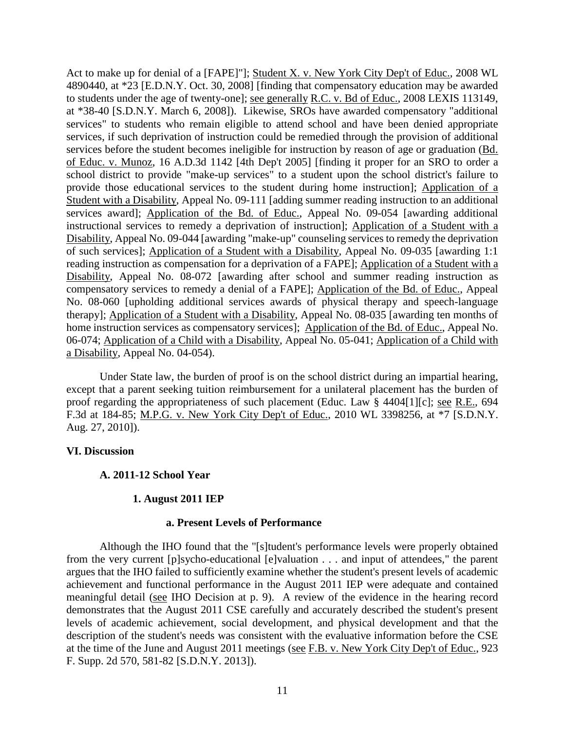Act to make up for denial of a [FAPE]"]; Student X. v. New York City Dep't of Educ., 2008 WL 4890440, at *23 [E.D.N.Y. Oct. 30, 2008] [finding that compensatory education may be awarded to students under the age of twenty-one]; see generally R.C. v. Bd of Educ., 2008 LEXIS 113149, at *38-40 [S.D.N.Y. March 6, 2008]). Likewise, SROs have awarded compensatory "additional services" to students who remain eligible to attend school and have been denied appropriate services, if such deprivation of instruction could be remedied through the provision of additional services before the student becomes ineligible for instruction by reason of age or graduation (Bd. of Educ. v. Munoz, 16 A.D.3d 1142 [4th Dep't 2005] [finding it proper for an SRO to order a school district to provide "make-up services" to a student upon the school district's failure to provide those educational services to the student during home instruction]; Application of a Student with a Disability, Appeal No. 09-111 [adding summer reading instruction to an additional services award]; Application of the Bd. of Educ., Appeal No. 09-054 [awarding additional instructional services to remedy a deprivation of instruction]; Application of a Student with a Disability, Appeal No. 09-044 [awarding "make-up" counseling services to remedy the deprivation of such services]; Application of a Student with a Disability, Appeal No. 09-035 [awarding 1:1 reading instruction as compensation for a deprivation of a FAPE]; Application of a Student with a Disability, Appeal No. 08-072 [awarding after school and summer reading instruction as compensatory services to remedy a denial of a FAPE]; Application of the Bd. of Educ., Appeal No. 08-060 [upholding additional services awards of physical therapy and speech-language therapy]; Application of a Student with a Disability, Appeal No. 08-035 [awarding ten months of home instruction services as compensatory services]; Application of the Bd. of Educ., Appeal No. 06-074; Application of a Child with a Disability, Appeal No. 05-041; Application of a Child with a Disability, Appeal No. 04-054).

Under State law, the burden of proof is on the school district during an impartial hearing, except that a parent seeking tuition reimbursement for a unilateral placement has the burden of proof regarding the appropriateness of such placement (Educ. Law § 4404[1][c]; see R.E., 694 F.3d at 184-85; M.P.G. v. New York City Dep't of Educ., 2010 WL 3398256, at *7 [S.D.N.Y. Aug. 27, 2010]).

## VI. Discussion

### A. 2011-12 School Year

#### 1. August 2011 IEP

##### a. Present Levels of Performance

Although the IHO found that the "[s]tudent's performance levels were properly obtained from the very current [p]sycho-educational [e]valuation . . . and input of attendees," the parent argues that the IHO failed to sufficiently examine whether the student's present levels of academic achievement and functional performance in the August 2011 IEP were adequate and contained meaningful detail (see IHO Decision at p. 9). A review of the evidence in the hearing record demonstrates that the August 2011 CSE carefully and accurately described the student's present levels of academic achievement, social development, and physical development and that the description of the student's needs was consistent with the evaluative information before the CSE at the time of the June and August 2011 meetings (see F.B. v. New York City Dep't of Educ., 923 F. Supp. 2d 570, 581-82 [S.D.N.Y. 2013]).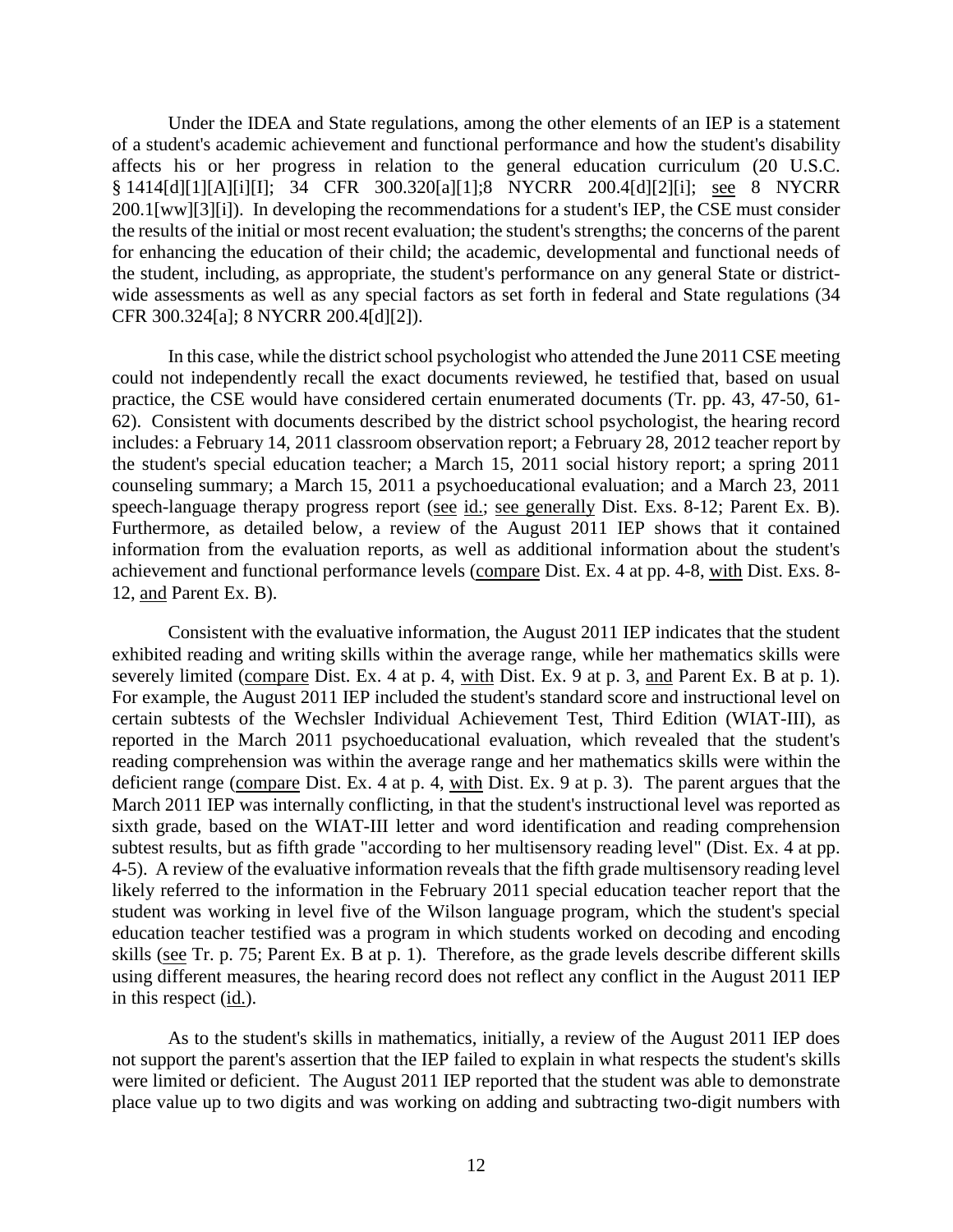Under the IDEA and State regulations, among the other elements of an IEP is a statement of a student's academic achievement and functional performance and how the student's disability affects his or her progress in relation to the general education curriculum (20 U.S.C. § 1414[d][1][A][i][I]; 34 CFR 300.320[a][1];8 NYCRR 200.4[d][2][i]; see 8 NYCRR 200.1[ww][3][i]). In developing the recommendations for a student's IEP, the CSE must consider the results of the initial or most recent evaluation; the student's strengths; the concerns of the parent for enhancing the education of their child; the academic, developmental and functional needs of the student, including, as appropriate, the student's performance on any general State or district-wide assessments as well as any special factors as set forth in federal and State regulations (34 CFR 300.324[a]; 8 NYCRR 200.4[d][2]).

In this case, while the district school psychologist who attended the June 2011 CSE meeting could not independently recall the exact documents reviewed, he testified that, based on usual practice, the CSE would have considered certain enumerated documents (Tr. pp. 43, 47-50, 61-62). Consistent with documents described by the district school psychologist, the hearing record includes: a February 14, 2011 classroom observation report; a February 28, 2012 teacher report by the student's special education teacher; a March 15, 2011 social history report; a spring 2011 counseling summary; a March 15, 2011 a psychoeducational evaluation; and a March 23, 2011 speech-language therapy progress report (see id.; see generally Dist. Exs. 8-12; Parent Ex. B). Furthermore, as detailed below, a review of the August 2011 IEP shows that it contained information from the evaluation reports, as well as additional information about the student's achievement and functional performance levels (compare Dist. Ex. 4 at pp. 4-8, with Dist. Exs. 8-12, and Parent Ex. B).

Consistent with the evaluative information, the August 2011 IEP indicates that the student exhibited reading and writing skills within the average range, while her mathematics skills were severely limited (compare Dist. Ex. 4 at p. 4, with Dist. Ex. 9 at p. 3, and Parent Ex. B at p. 1). For example, the August 2011 IEP included the student's standard score and instructional level on certain subtests of the Wechsler Individual Achievement Test, Third Edition (WIAT-III), as reported in the March 2011 psychoeducational evaluation, which revealed that the student's reading comprehension was within the average range and her mathematics skills were within the deficient range (compare Dist. Ex. 4 at p. 4, with Dist. Ex. 9 at p. 3). The parent argues that the March 2011 IEP was internally conflicting, in that the student's instructional level was reported as sixth grade, based on the WIAT-III letter and word identification and reading comprehension subtest results, but as fifth grade "according to her multisensory reading level" (Dist. Ex. 4 at pp. 4-5). A review of the evaluative information reveals that the fifth grade multisensory reading level likely referred to the information in the February 2011 special education teacher report that the student was working in level five of the Wilson language program, which the student's special education teacher testified was a program in which students worked on decoding and encoding skills (see Tr. p. 75; Parent Ex. B at p. 1). Therefore, as the grade levels describe different skills using different measures, the hearing record does not reflect any conflict in the August 2011 IEP in this respect (id.).

As to the student's skills in mathematics, initially, a review of the August 2011 IEP does not support the parent's assertion that the IEP failed to explain in what respects the student's skills were limited or deficient. The August 2011 IEP reported that the student was able to demonstrate place value up to two digits and was working on adding and subtracting two-digit numbers with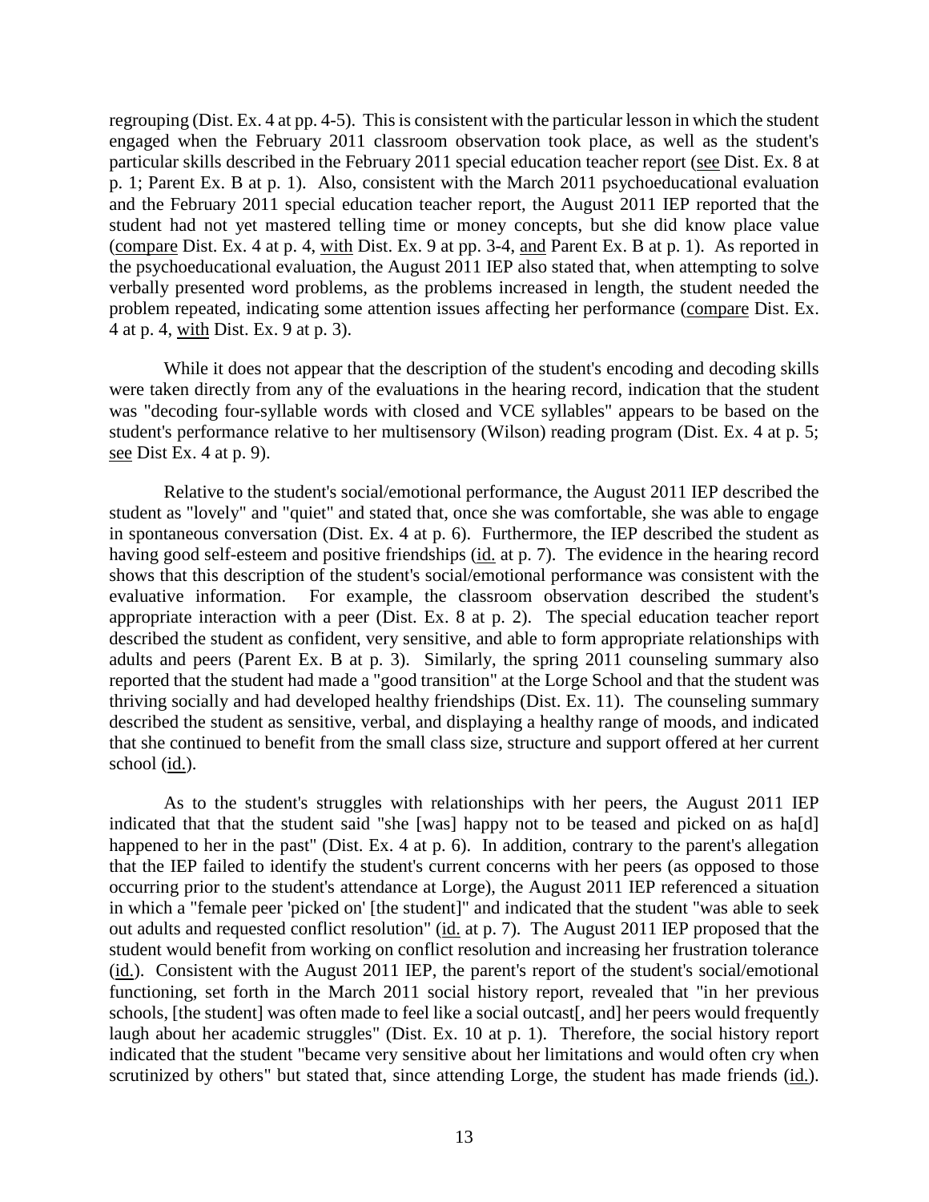regrouping (Dist. Ex. 4 at pp. 4-5). This is consistent with the particular lesson in which the student engaged when the February 2011 classroom observation took place, as well as the student's particular skills described in the February 2011 special education teacher report (see Dist. Ex. 8 at p. 1; Parent Ex. B at p. 1). Also, consistent with the March 2011 psychoeducational evaluation and the February 2011 special education teacher report, the August 2011 IEP reported that the student had not yet mastered telling time or money concepts, but she did know place value (compare Dist. Ex. 4 at p. 4, with Dist. Ex. 9 at pp. 3-4, and Parent Ex. B at p. 1). As reported in the psychoeducational evaluation, the August 2011 IEP also stated that, when attempting to solve verbally presented word problems, as the problems increased in length, the student needed the problem repeated, indicating some attention issues affecting her performance (compare Dist. Ex. 4 at p. 4, with Dist. Ex. 9 at p. 3).

While it does not appear that the description of the student's encoding and decoding skills were taken directly from any of the evaluations in the hearing record, indication that the student was "decoding four-syllable words with closed and VCE syllables" appears to be based on the student's performance relative to her multisensory (Wilson) reading program (Dist. Ex. 4 at p. 5; see Dist Ex. 4 at p. 9).

Relative to the student's social/emotional performance, the August 2011 IEP described the student as "lovely" and "quiet" and stated that, once she was comfortable, she was able to engage in spontaneous conversation (Dist. Ex. 4 at p. 6). Furthermore, the IEP described the student as having good self-esteem and positive friendships (id. at p. 7). The evidence in the hearing record shows that this description of the student's social/emotional performance was consistent with the evaluative information. For example, the classroom observation described the student's appropriate interaction with a peer (Dist. Ex. 8 at p. 2). The special education teacher report described the student as confident, very sensitive, and able to form appropriate relationships with adults and peers (Parent Ex. B at p. 3). Similarly, the spring 2011 counseling summary also reported that the student had made a "good transition" at the Lorge School and that the student was thriving socially and had developed healthy friendships (Dist. Ex. 11). The counseling summary described the student as sensitive, verbal, and displaying a healthy range of moods, and indicated that she continued to benefit from the small class size, structure and support offered at her current school (id.).

As to the student's struggles with relationships with her peers, the August 2011 IEP indicated that that the student said "she [was] happy not to be teased and picked on as ha[d] happened to her in the past" (Dist. Ex. 4 at p. 6). In addition, contrary to the parent's allegation that the IEP failed to identify the student's current concerns with her peers (as opposed to those occurring prior to the student's attendance at Lorge), the August 2011 IEP referenced a situation in which a "female peer 'picked on' [the student]" and indicated that the student "was able to seek out adults and requested conflict resolution" (id. at p. 7). The August 2011 IEP proposed that the student would benefit from working on conflict resolution and increasing her frustration tolerance (id.). Consistent with the August 2011 IEP, the parent's report of the student's social/emotional functioning, set forth in the March 2011 social history report, revealed that "in her previous schools, [the student] was often made to feel like a social outcast[, and] her peers would frequently laugh about her academic struggles" (Dist. Ex. 10 at p. 1). Therefore, the social history report indicated that the student "became very sensitive about her limitations and would often cry when scrutinized by others" but stated that, since attending Lorge, the student has made friends (id.).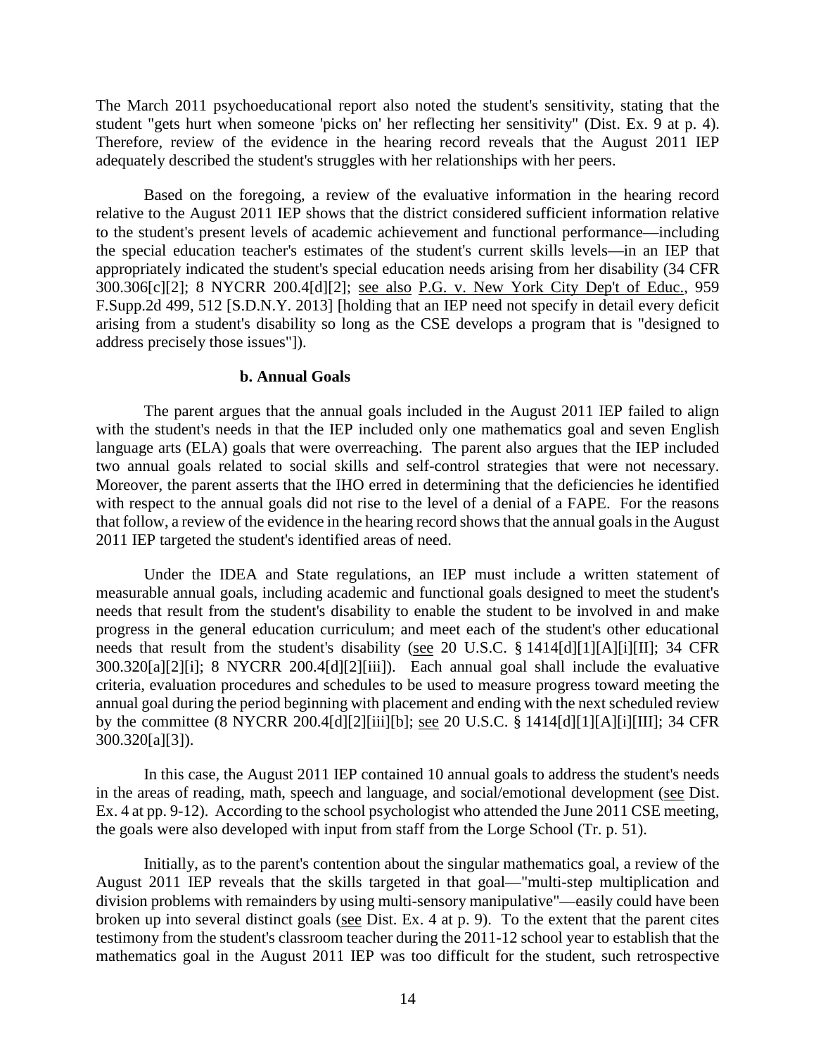The March 2011 psychoeducational report also noted the student's sensitivity, stating that the student "gets hurt when someone 'picks on' her reflecting her sensitivity" (Dist. Ex. 9 at p. 4). Therefore, review of the evidence in the hearing record reveals that the August 2011 IEP adequately described the student's struggles with her relationships with her peers.

Based on the foregoing, a review of the evaluative information in the hearing record relative to the August 2011 IEP shows that the district considered sufficient information relative to the student's present levels of academic achievement and functional performance—including the special education teacher's estimates of the student's current skills levels—in an IEP that appropriately indicated the student's special education needs arising from her disability (34 CFR 300.306[c][2]; 8 NYCRR 200.4[d][2]; see also P.G. v. New York City Dep't of Educ., 959 F.Supp.2d 499, 512 [S.D.N.Y. 2013] [holding that an IEP need not specify in detail every deficit arising from a student's disability so long as the CSE develops a program that is "designed to address precisely those issues"]).

**b. Annual Goals**

The parent argues that the annual goals included in the August 2011 IEP failed to align with the student's needs in that the IEP included only one mathematics goal and seven English language arts (ELA) goals that were overreaching. The parent also argues that the IEP included two annual goals related to social skills and self-control strategies that were not necessary. Moreover, the parent asserts that the IHO erred in determining that the deficiencies he identified with respect to the annual goals did not rise to the level of a denial of a FAPE. For the reasons that follow, a review of the evidence in the hearing record shows that the annual goals in the August 2011 IEP targeted the student's identified areas of need.

Under the IDEA and State regulations, an IEP must include a written statement of measurable annual goals, including academic and functional goals designed to meet the student's needs that result from the student's disability to enable the student to be involved in and make progress in the general education curriculum; and meet each of the student's other educational needs that result from the student's disability (see 20 U.S.C. § 1414[d][1][A][i][II]; 34 CFR 300.320[a][2][i]; 8 NYCRR 200.4[d][2][iii]). Each annual goal shall include the evaluative criteria, evaluation procedures and schedules to be used to measure progress toward meeting the annual goal during the period beginning with placement and ending with the next scheduled review by the committee (8 NYCRR 200.4[d][2][iii][b]; see 20 U.S.C. § 1414[d][1][A][i][III]; 34 CFR 300.320[a][3]).

In this case, the August 2011 IEP contained 10 annual goals to address the student's needs in the areas of reading, math, speech and language, and social/emotional development (see Dist. Ex. 4 at pp. 9-12). According to the school psychologist who attended the June 2011 CSE meeting, the goals were also developed with input from staff from the Lorge School (Tr. p. 51).

Initially, as to the parent's contention about the singular mathematics goal, a review of the August 2011 IEP reveals that the skills targeted in that goal—"multi-step multiplication and division problems with remainders by using multi-sensory manipulative"—easily could have been broken up into several distinct goals (see Dist. Ex. 4 at p. 9). To the extent that the parent cites testimony from the student's classroom teacher during the 2011-12 school year to establish that the mathematics goal in the August 2011 IEP was too difficult for the student, such retrospective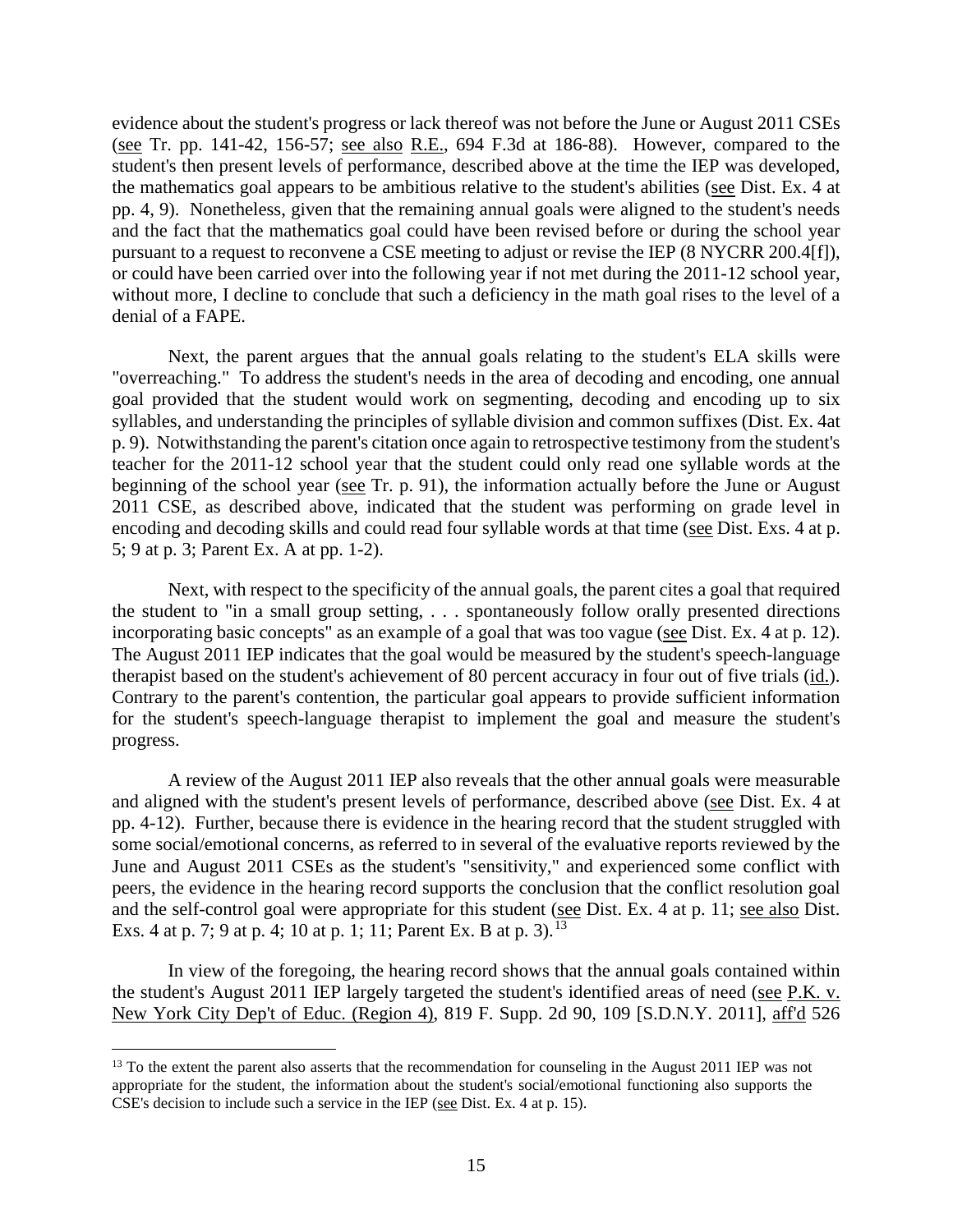evidence about the student's progress or lack thereof was not before the June or August 2011 CSEs (see Tr. pp. 141-42, 156-57; see also R.E., 694 F.3d at 186-88). However, compared to the student's then present levels of performance, described above at the time the IEP was developed, the mathematics goal appears to be ambitious relative to the student's abilities (see Dist. Ex. 4 at pp. 4, 9). Nonetheless, given that the remaining annual goals were aligned to the student's needs and the fact that the mathematics goal could have been revised before or during the school year pursuant to a request to reconvene a CSE meeting to adjust or revise the IEP (8 NYCRR 200.4[f]), or could have been carried over into the following year if not met during the 2011-12 school year, without more, I decline to conclude that such a deficiency in the math goal rises to the level of a denial of a FAPE.

Next, the parent argues that the annual goals relating to the student's ELA skills were "overreaching." To address the student's needs in the area of decoding and encoding, one annual goal provided that the student would work on segmenting, decoding and encoding up to six syllables, and understanding the principles of syllable division and common suffixes (Dist. Ex. 4at p. 9). Notwithstanding the parent's citation once again to retrospective testimony from the student's teacher for the 2011-12 school year that the student could only read one syllable words at the beginning of the school year (see Tr. p. 91), the information actually before the June or August 2011 CSE, as described above, indicated that the student was performing on grade level in encoding and decoding skills and could read four syllable words at that time (see Dist. Exs. 4 at p. 5; 9 at p. 3; Parent Ex. A at pp. 1-2).

Next, with respect to the specificity of the annual goals, the parent cites a goal that required the student to "in a small group setting, . . . spontaneously follow orally presented directions incorporating basic concepts" as an example of a goal that was too vague (see Dist. Ex. 4 at p. 12). The August 2011 IEP indicates that the goal would be measured by the student's speech-language therapist based on the student's achievement of 80 percent accuracy in four out of five trials (id.). Contrary to the parent's contention, the particular goal appears to provide sufficient information for the student's speech-language therapist to implement the goal and measure the student's progress.

A review of the August 2011 IEP also reveals that the other annual goals were measurable and aligned with the student's present levels of performance, described above (see Dist. Ex. 4 at pp. 4-12). Further, because there is evidence in the hearing record that the student struggled with some social/emotional concerns, as referred to in several of the evaluative reports reviewed by the June and August 2011 CSEs as the student's "sensitivity," and experienced some conflict with peers, the evidence in the hearing record supports the conclusion that the conflict resolution goal and the self-control goal were appropriate for this student (see Dist. Ex. 4 at p. 11; see also Dist. Exs. 4 at p. 7; 9 at p. 4; 10 at p. 1; 11; Parent Ex. B at p. 3).[13]

In view of the foregoing, the hearing record shows that the annual goals contained within the student's August 2011 IEP largely targeted the student's identified areas of need (see P.K. v. New York City Dep't of Educ. (Region 4), 819 F. Supp. 2d 90, 109 [S.D.N.Y. 2011], aff'd 526

---

[13] To the extent the parent also asserts that the recommendation for counseling in the August 2011 IEP was not appropriate for the student, the information about the student's social/emotional functioning also supports the CSE's decision to include such a service in the IEP (see Dist. Ex. 4 at p. 15).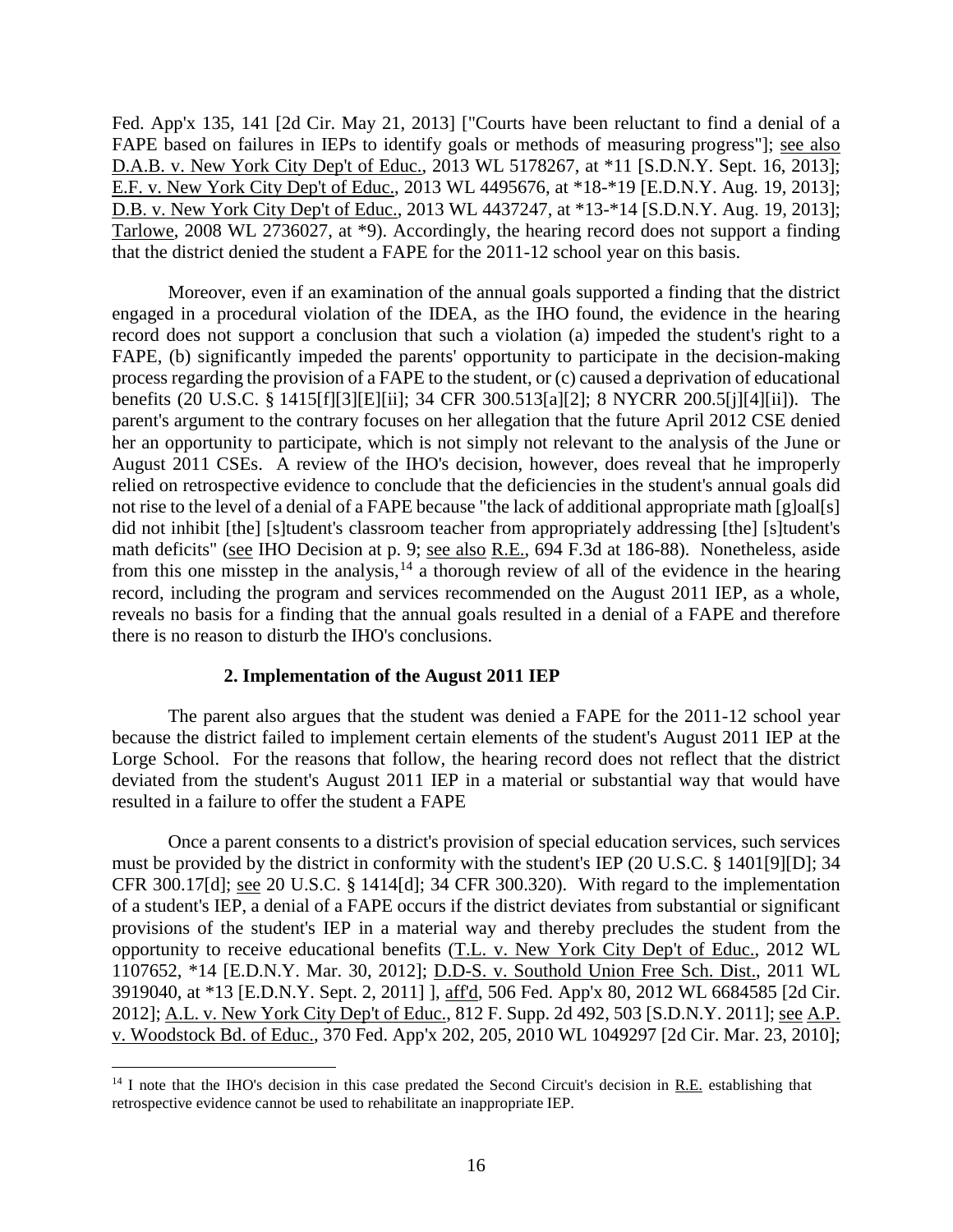Fed. App'x 135, 141 [2d Cir. May 21, 2013] ["Courts have been reluctant to find a denial of a FAPE based on failures in IEPs to identify goals or methods of measuring progress"]; see also D.A.B. v. New York City Dep't of Educ., 2013 WL 5178267, at *11 [S.D.N.Y. Sept. 16, 2013]; E.F. v. New York City Dep't of Educ., 2013 WL 4495676, at *18-*19 [E.D.N.Y. Aug. 19, 2013]; D.B. v. New York City Dep't of Educ., 2013 WL 4437247, at *13-*14 [S.D.N.Y. Aug. 19, 2013]; Tarlowe, 2008 WL 2736027, at *9). Accordingly, the hearing record does not support a finding that the district denied the student a FAPE for the 2011-12 school year on this basis.

Moreover, even if an examination of the annual goals supported a finding that the district engaged in a procedural violation of the IDEA, as the IHO found, the evidence in the hearing record does not support a conclusion that such a violation (a) impeded the student's right to a FAPE, (b) significantly impeded the parents' opportunity to participate in the decision-making process regarding the provision of a FAPE to the student, or (c) caused a deprivation of educational benefits (20 U.S.C. § 1415[f][3][E][ii]; 34 CFR 300.513[a][2]; 8 NYCRR 200.5[j][4][ii]). The parent's argument to the contrary focuses on her allegation that the future April 2012 CSE denied her an opportunity to participate, which is not simply not relevant to the analysis of the June or August 2011 CSEs. A review of the IHO's decision, however, does reveal that he improperly relied on retrospective evidence to conclude that the deficiencies in the student's annual goals did not rise to the level of a denial of a FAPE because "the lack of additional appropriate math [g]oal[s] did not inhibit [the] [s]tudent's classroom teacher from appropriately addressing [the] [s]tudent's math deficits" (see IHO Decision at p. 9; see also R.E., 694 F.3d at 186-88). Nonetheless, aside from this one misstep in the analysis,[14] a thorough review of all of the evidence in the hearing record, including the program and services recommended on the August 2011 IEP, as a whole, reveals no basis for a finding that the annual goals resulted in a denial of a FAPE and therefore there is no reason to disturb the IHO's conclusions.

### 2. Implementation of the August 2011 IEP

The parent also argues that the student was denied a FAPE for the 2011-12 school year because the district failed to implement certain elements of the student's August 2011 IEP at the Lorge School. For the reasons that follow, the hearing record does not reflect that the district deviated from the student's August 2011 IEP in a material or substantial way that would have resulted in a failure to offer the student a FAPE

Once a parent consents to a district's provision of special education services, such services must be provided by the district in conformity with the student's IEP (20 U.S.C. § 1401[9][D]; 34 CFR 300.17[d]; see 20 U.S.C. § 1414[d]; 34 CFR 300.320). With regard to the implementation of a student's IEP, a denial of a FAPE occurs if the district deviates from substantial or significant provisions of the student's IEP in a material way and thereby precludes the student from the opportunity to receive educational benefits (T.L. v. New York City Dep't of Educ., 2012 WL 1107652, *14 [E.D.N.Y. Mar. 30, 2012]; D.D-S. v. Southold Union Free Sch. Dist., 2011 WL 3919040, at *13 [E.D.N.Y. Sept. 2, 2011] ], aff'd, 506 Fed. App'x 80, 2012 WL 6684585 [2d Cir. 2012]; A.L. v. New York City Dep't of Educ., 812 F. Supp. 2d 492, 503 [S.D.N.Y. 2011]; see A.P. v. Woodstock Bd. of Educ., 370 Fed. App'x 202, 205, 2010 WL 1049297 [2d Cir. Mar. 23, 2010];

[14] I note that the IHO's decision in this case predated the Second Circuit's decision in R.E. establishing that retrospective evidence cannot be used to rehabilitate an inappropriate IEP.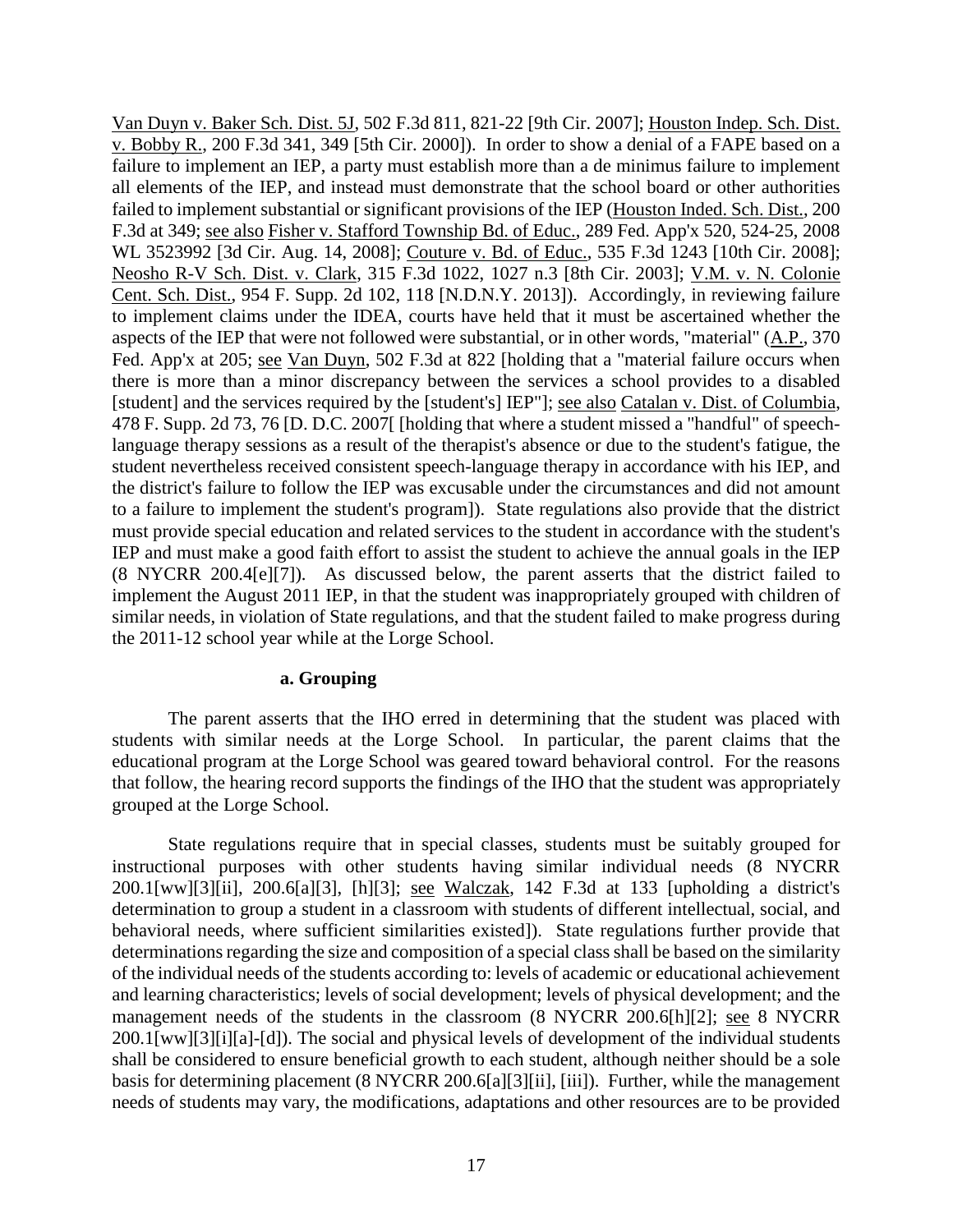Van Duyn v. Baker Sch. Dist. 5J, 502 F.3d 811, 821-22 [9th Cir. 2007]; Houston Indep. Sch. Dist. v. Bobby R., 200 F.3d 341, 349 [5th Cir. 2000]). In order to show a denial of a FAPE based on a failure to implement an IEP, a party must establish more than a de minimus failure to implement all elements of the IEP, and instead must demonstrate that the school board or other authorities failed to implement substantial or significant provisions of the IEP (Houston Inded. Sch. Dist., 200 F.3d at 349; see also Fisher v. Stafford Township Bd. of Educ., 289 Fed. App'x 520, 524-25, 2008 WL 3523992 [3d Cir. Aug. 14, 2008]; Couture v. Bd. of Educ., 535 F.3d 1243 [10th Cir. 2008]; Neosho R-V Sch. Dist. v. Clark, 315 F.3d 1022, 1027 n.3 [8th Cir. 2003]; V.M. v. N. Colonie Cent. Sch. Dist., 954 F. Supp. 2d 102, 118 [N.D.N.Y. 2013]). Accordingly, in reviewing failure to implement claims under the IDEA, courts have held that it must be ascertained whether the aspects of the IEP that were not followed were substantial, or in other words, "material" (A.P., 370 Fed. App'x at 205; see Van Duyn, 502 F.3d at 822 [holding that a "material failure occurs when there is more than a minor discrepancy between the services a school provides to a disabled [student] and the services required by the [student's] IEP"]; see also Catalan v. Dist. of Columbia, 478 F. Supp. 2d 73, 76 [D. D.C. 2007[ [holding that where a student missed a "handful" of speech-language therapy sessions as a result of the therapist's absence or due to the student's fatigue, the student nevertheless received consistent speech-language therapy in accordance with his IEP, and the district's failure to follow the IEP was excusable under the circumstances and did not amount to a failure to implement the student's program]). State regulations also provide that the district must provide special education and related services to the student in accordance with the student's IEP and must make a good faith effort to assist the student to achieve the annual goals in the IEP (8 NYCRR 200.4[e][7]). As discussed below, the parent asserts that the district failed to implement the August 2011 IEP, in that the student was inappropriately grouped with children of similar needs, in violation of State regulations, and that the student failed to make progress during the 2011-12 school year while at the Lorge School.

**a. Grouping**

The parent asserts that the IHO erred in determining that the student was placed with students with similar needs at the Lorge School. In particular, the parent claims that the educational program at the Lorge School was geared toward behavioral control. For the reasons that follow, the hearing record supports the findings of the IHO that the student was appropriately grouped at the Lorge School.

State regulations require that in special classes, students must be suitably grouped for instructional purposes with other students having similar individual needs (8 NYCRR 200.1[ww][3][ii], 200.6[a][3], [h][3]; see Walczak, 142 F.3d at 133 [upholding a district's determination to group a student in a classroom with students of different intellectual, social, and behavioral needs, where sufficient similarities existed]). State regulations further provide that determinations regarding the size and composition of a special class shall be based on the similarity of the individual needs of the students according to: levels of academic or educational achievement and learning characteristics; levels of social development; levels of physical development; and the management needs of the students in the classroom (8 NYCRR 200.6[h][2]; see 8 NYCRR 200.1[ww][3][i][a]-[d]). The social and physical levels of development of the individual students shall be considered to ensure beneficial growth to each student, although neither should be a sole basis for determining placement (8 NYCRR 200.6[a][3][ii], [iii]). Further, while the management needs of students may vary, the modifications, adaptations and other resources are to be provided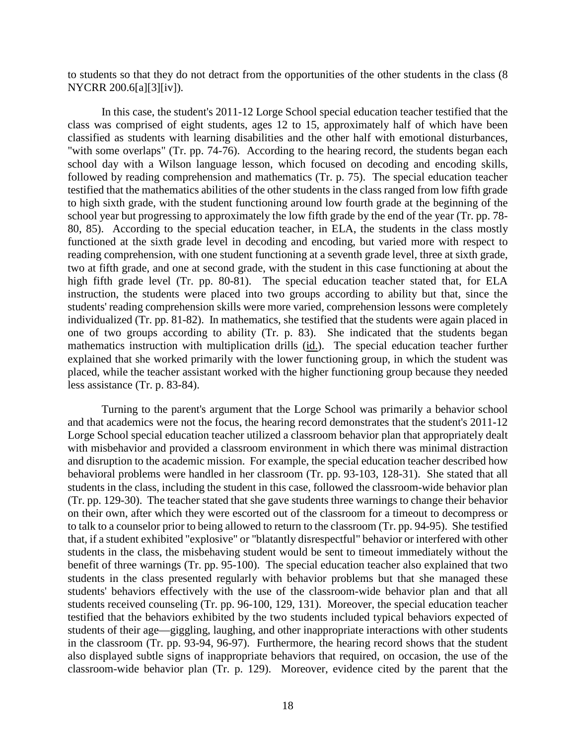to students so that they do not detract from the opportunities of the other students in the class (8 NYCRR 200.6[a][3][iv]).

In this case, the student's 2011-12 Lorge School special education teacher testified that the class was comprised of eight students, ages 12 to 15, approximately half of which have been classified as students with learning disabilities and the other half with emotional disturbances, "with some overlaps" (Tr. pp. 74-76). According to the hearing record, the students began each school day with a Wilson language lesson, which focused on decoding and encoding skills, followed by reading comprehension and mathematics (Tr. p. 75). The special education teacher testified that the mathematics abilities of the other students in the class ranged from low fifth grade to high sixth grade, with the student functioning around low fourth grade at the beginning of the school year but progressing to approximately the low fifth grade by the end of the year (Tr. pp. 78-80, 85). According to the special education teacher, in ELA, the students in the class mostly functioned at the sixth grade level in decoding and encoding, but varied more with respect to reading comprehension, with one student functioning at a seventh grade level, three at sixth grade, two at fifth grade, and one at second grade, with the student in this case functioning at about the high fifth grade level (Tr. pp. 80-81). The special education teacher stated that, for ELA instruction, the students were placed into two groups according to ability but that, since the students' reading comprehension skills were more varied, comprehension lessons were completely individualized (Tr. pp. 81-82). In mathematics, she testified that the students were again placed in one of two groups according to ability (Tr. p. 83). She indicated that the students began mathematics instruction with multiplication drills (id.). The special education teacher further explained that she worked primarily with the lower functioning group, in which the student was placed, while the teacher assistant worked with the higher functioning group because they needed less assistance (Tr. p. 83-84).

Turning to the parent's argument that the Lorge School was primarily a behavior school and that academics were not the focus, the hearing record demonstrates that the student's 2011-12 Lorge School special education teacher utilized a classroom behavior plan that appropriately dealt with misbehavior and provided a classroom environment in which there was minimal distraction and disruption to the academic mission. For example, the special education teacher described how behavioral problems were handled in her classroom (Tr. pp. 93-103, 128-31). She stated that all students in the class, including the student in this case, followed the classroom-wide behavior plan (Tr. pp. 129-30). The teacher stated that she gave students three warnings to change their behavior on their own, after which they were escorted out of the classroom for a timeout to decompress or to talk to a counselor prior to being allowed to return to the classroom (Tr. pp. 94-95). She testified that, if a student exhibited "explosive" or "blatantly disrespectful" behavior or interfered with other students in the class, the misbehaving student would be sent to timeout immediately without the benefit of three warnings (Tr. pp. 95-100). The special education teacher also explained that two students in the class presented regularly with behavior problems but that she managed these students' behaviors effectively with the use of the classroom-wide behavior plan and that all students received counseling (Tr. pp. 96-100, 129, 131). Moreover, the special education teacher testified that the behaviors exhibited by the two students included typical behaviors expected of students of their age—giggling, laughing, and other inappropriate interactions with other students in the classroom (Tr. pp. 93-94, 96-97). Furthermore, the hearing record shows that the student also displayed subtle signs of inappropriate behaviors that required, on occasion, the use of the classroom-wide behavior plan (Tr. p. 129). Moreover, evidence cited by the parent that the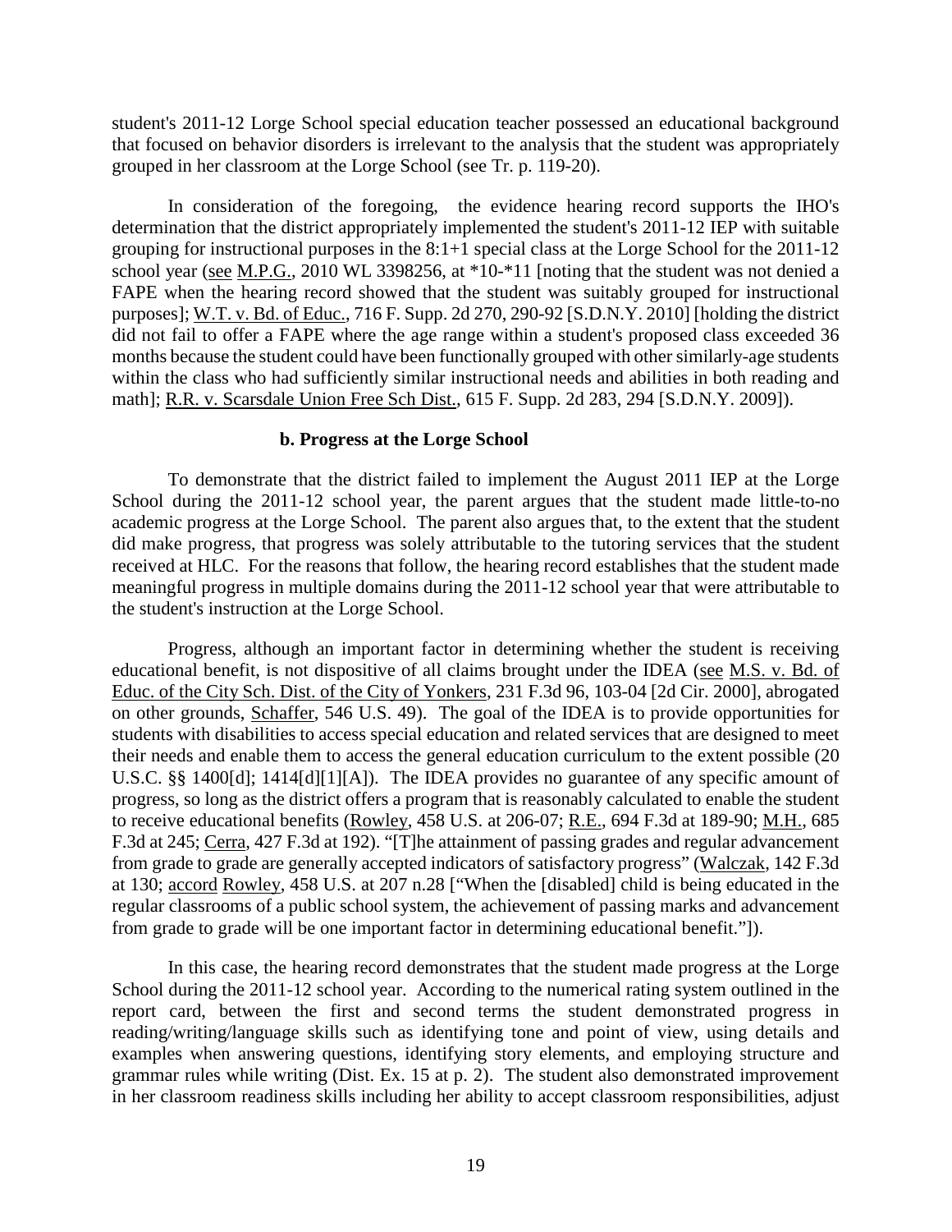student's 2011-12 Lorge School special education teacher possessed an educational background that focused on behavior disorders is irrelevant to the analysis that the student was appropriately grouped in her classroom at the Lorge School (see Tr. p. 119-20).

In consideration of the foregoing, the evidence hearing record supports the IHO's determination that the district appropriately implemented the student's 2011-12 IEP with suitable grouping for instructional purposes in the 8:1+1 special class at the Lorge School for the 2011-12 school year (see M.P.G., 2010 WL 3398256, at *10-*11 [noting that the student was not denied a FAPE when the hearing record showed that the student was suitably grouped for instructional purposes]; W.T. v. Bd. of Educ., 716 F. Supp. 2d 270, 290-92 [S.D.N.Y. 2010] [holding the district did not fail to offer a FAPE where the age range within a student's proposed class exceeded 36 months because the student could have been functionally grouped with other similarly-age students within the class who had sufficiently similar instructional needs and abilities in both reading and math]; R.R. v. Scarsdale Union Free Sch Dist., 615 F. Supp. 2d 283, 294 [S.D.N.Y. 2009]).

**b. Progress at the Lorge School**

To demonstrate that the district failed to implement the August 2011 IEP at the Lorge School during the 2011-12 school year, the parent argues that the student made little-to-no academic progress at the Lorge School. The parent also argues that, to the extent that the student did make progress, that progress was solely attributable to the tutoring services that the student received at HLC. For the reasons that follow, the hearing record establishes that the student made meaningful progress in multiple domains during the 2011-12 school year that were attributable to the student's instruction at the Lorge School.

Progress, although an important factor in determining whether the student is receiving educational benefit, is not dispositive of all claims brought under the IDEA (see M.S. v. Bd. of Educ. of the City Sch. Dist. of the City of Yonkers, 231 F.3d 96, 103-04 [2d Cir. 2000], abrogated on other grounds, Schaffer, 546 U.S. 49). The goal of the IDEA is to provide opportunities for students with disabilities to access special education and related services that are designed to meet their needs and enable them to access the general education curriculum to the extent possible (20 U.S.C. §§ 1400[d]; 1414[d][1][A]). The IDEA provides no guarantee of any specific amount of progress, so long as the district offers a program that is reasonably calculated to enable the student to receive educational benefits (Rowley, 458 U.S. at 206-07; R.E., 694 F.3d at 189-90; M.H., 685 F.3d at 245; Cerra, 427 F.3d at 192). "[T]he attainment of passing grades and regular advancement from grade to grade are generally accepted indicators of satisfactory progress" (Walczak, 142 F.3d at 130; accord Rowley, 458 U.S. at 207 n.28 ["When the [disabled] child is being educated in the regular classrooms of a public school system, the achievement of passing marks and advancement from grade to grade will be one important factor in determining educational benefit."]).

In this case, the hearing record demonstrates that the student made progress at the Lorge School during the 2011-12 school year. According to the numerical rating system outlined in the report card, between the first and second terms the student demonstrated progress in reading/writing/language skills such as identifying tone and point of view, using details and examples when answering questions, identifying story elements, and employing structure and grammar rules while writing (Dist. Ex. 15 at p. 2). The student also demonstrated improvement in her classroom readiness skills including her ability to accept classroom responsibilities, adjust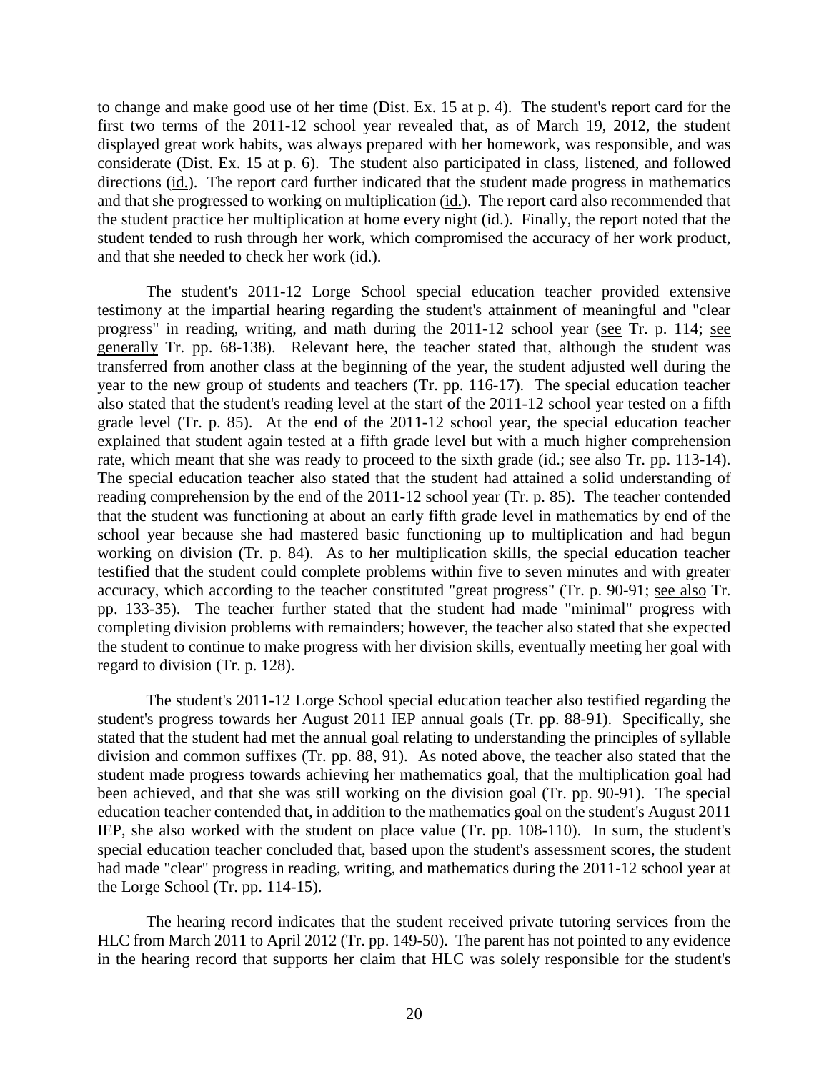to change and make good use of her time (Dist. Ex. 15 at p. 4). The student's report card for the first two terms of the 2011-12 school year revealed that, as of March 19, 2012, the student displayed great work habits, was always prepared with her homework, was responsible, and was considerate (Dist. Ex. 15 at p. 6). The student also participated in class, listened, and followed directions (id.). The report card further indicated that the student made progress in mathematics and that she progressed to working on multiplication (id.). The report card also recommended that the student practice her multiplication at home every night (id.). Finally, the report noted that the student tended to rush through her work, which compromised the accuracy of her work product, and that she needed to check her work (id.).

The student's 2011-12 Lorge School special education teacher provided extensive testimony at the impartial hearing regarding the student's attainment of meaningful and "clear progress" in reading, writing, and math during the 2011-12 school year (see Tr. p. 114; see generally Tr. pp. 68-138). Relevant here, the teacher stated that, although the student was transferred from another class at the beginning of the year, the student adjusted well during the year to the new group of students and teachers (Tr. pp. 116-17). The special education teacher also stated that the student's reading level at the start of the 2011-12 school year tested on a fifth grade level (Tr. p. 85). At the end of the 2011-12 school year, the special education teacher explained that student again tested at a fifth grade level but with a much higher comprehension rate, which meant that she was ready to proceed to the sixth grade (id.; see also Tr. pp. 113-14). The special education teacher also stated that the student had attained a solid understanding of reading comprehension by the end of the 2011-12 school year (Tr. p. 85). The teacher contended that the student was functioning at about an early fifth grade level in mathematics by end of the school year because she had mastered basic functioning up to multiplication and had begun working on division (Tr. p. 84). As to her multiplication skills, the special education teacher testified that the student could complete problems within five to seven minutes and with greater accuracy, which according to the teacher constituted "great progress" (Tr. p. 90-91; see also Tr. pp. 133-35). The teacher further stated that the student had made "minimal" progress with completing division problems with remainders; however, the teacher also stated that she expected the student to continue to make progress with her division skills, eventually meeting her goal with regard to division (Tr. p. 128).

The student's 2011-12 Lorge School special education teacher also testified regarding the student's progress towards her August 2011 IEP annual goals (Tr. pp. 88-91). Specifically, she stated that the student had met the annual goal relating to understanding the principles of syllable division and common suffixes (Tr. pp. 88, 91). As noted above, the teacher also stated that the student made progress towards achieving her mathematics goal, that the multiplication goal had been achieved, and that she was still working on the division goal (Tr. pp. 90-91). The special education teacher contended that, in addition to the mathematics goal on the student's August 2011 IEP, she also worked with the student on place value (Tr. pp. 108-110). In sum, the student's special education teacher concluded that, based upon the student's assessment scores, the student had made "clear" progress in reading, writing, and mathematics during the 2011-12 school year at the Lorge School (Tr. pp. 114-15).

The hearing record indicates that the student received private tutoring services from the HLC from March 2011 to April 2012 (Tr. pp. 149-50). The parent has not pointed to any evidence in the hearing record that supports her claim that HLC was solely responsible for the student's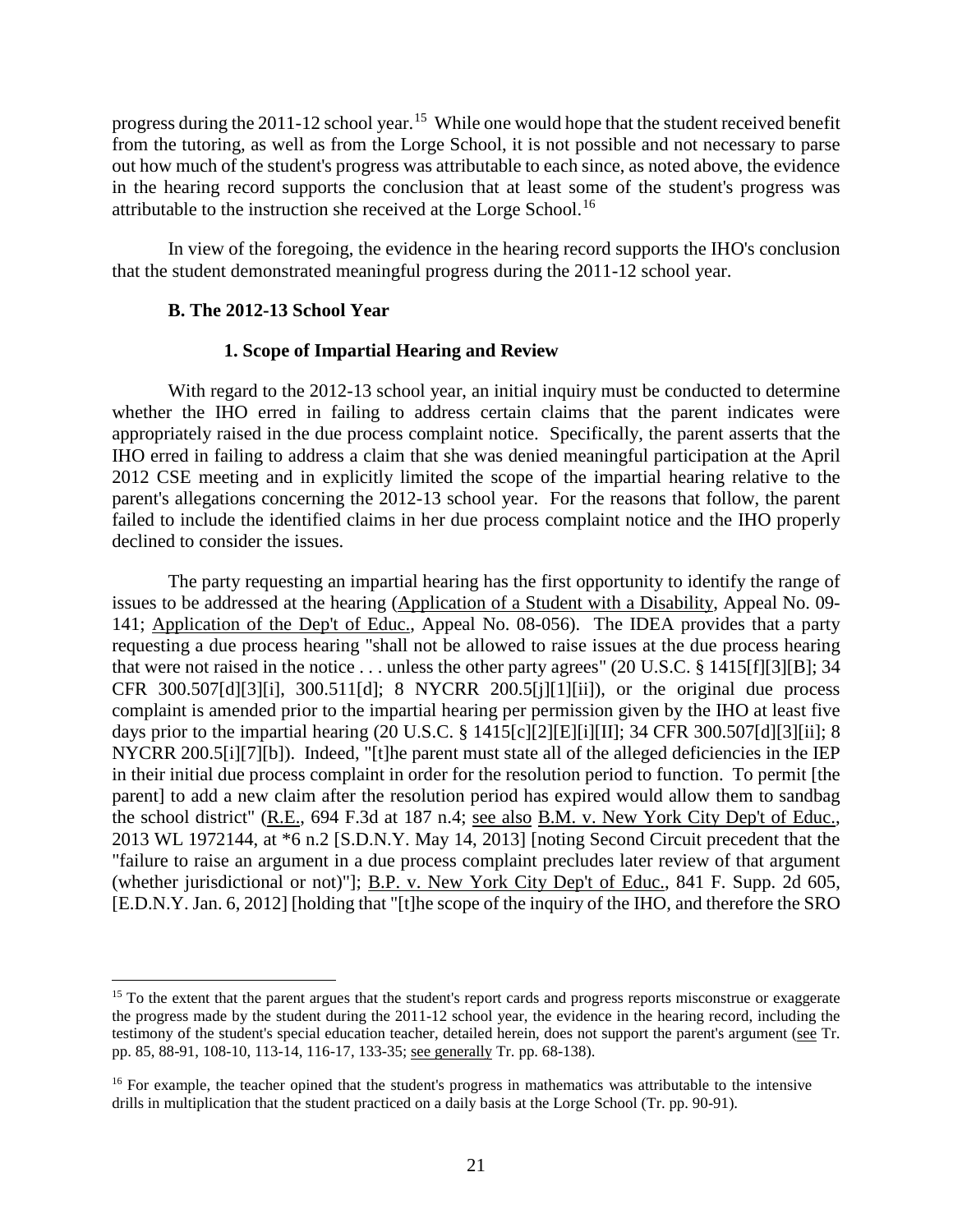progress during the 2011-12 school year.[15] While one would hope that the student received benefit from the tutoring, as well as from the Lorge School, it is not possible and not necessary to parse out how much of the student's progress was attributable to each since, as noted above, the evidence in the hearing record supports the conclusion that at least some of the student's progress was attributable to the instruction she received at the Lorge School.[16]

In view of the foregoing, the evidence in the hearing record supports the IHO's conclusion that the student demonstrated meaningful progress during the 2011-12 school year.

### B. The 2012-13 School Year

#### 1. Scope of Impartial Hearing and Review

With regard to the 2012-13 school year, an initial inquiry must be conducted to determine whether the IHO erred in failing to address certain claims that the parent indicates were appropriately raised in the due process complaint notice. Specifically, the parent asserts that the IHO erred in failing to address a claim that she was denied meaningful participation at the April 2012 CSE meeting and in explicitly limited the scope of the impartial hearing relative to the parent's allegations concerning the 2012-13 school year. For the reasons that follow, the parent failed to include the identified claims in her due process complaint notice and the IHO properly declined to consider the issues.

The party requesting an impartial hearing has the first opportunity to identify the range of issues to be addressed at the hearing (Application of a Student with a Disability, Appeal No. 09-141; Application of the Dep't of Educ., Appeal No. 08-056). The IDEA provides that a party requesting a due process hearing "shall not be allowed to raise issues at the due process hearing that were not raised in the notice . . . unless the other party agrees" (20 U.S.C. § 1415[f][3][B]; 34 CFR 300.507[d][3][i], 300.511[d]; 8 NYCRR 200.5[j][1][ii]), or the original due process complaint is amended prior to the impartial hearing per permission given by the IHO at least five days prior to the impartial hearing (20 U.S.C. § 1415[c][2][E][i][II]; 34 CFR 300.507[d][3][ii]; 8 NYCRR 200.5[i][7][b]). Indeed, "[t]he parent must state all of the alleged deficiencies in the IEP in their initial due process complaint in order for the resolution period to function. To permit [the parent] to add a new claim after the resolution period has expired would allow them to sandbag the school district" (R.E., 694 F.3d at 187 n.4; see also B.M. v. New York City Dep't of Educ., 2013 WL 1972144, at *6 n.2 [S.D.N.Y. May 14, 2013] [noting Second Circuit precedent that the "failure to raise an argument in a due process complaint precludes later review of that argument (whether jurisdictional or not)"]; B.P. v. New York City Dep't of Educ., 841 F. Supp. 2d 605, [E.D.N.Y. Jan. 6, 2012] [holding that "[t]he scope of the inquiry of the IHO, and therefore the SRO

[15] To the extent that the parent argues that the student's report cards and progress reports misconstrue or exaggerate the progress made by the student during the 2011-12 school year, the evidence in the hearing record, including the testimony of the student's special education teacher, detailed herein, does not support the parent's argument (see Tr. pp. 85, 88-91, 108-10, 113-14, 116-17, 133-35; see generally Tr. pp. 68-138).

[16] For example, the teacher opined that the student's progress in mathematics was attributable to the intensive drills in multiplication that the student practiced on a daily basis at the Lorge School (Tr. pp. 90-91).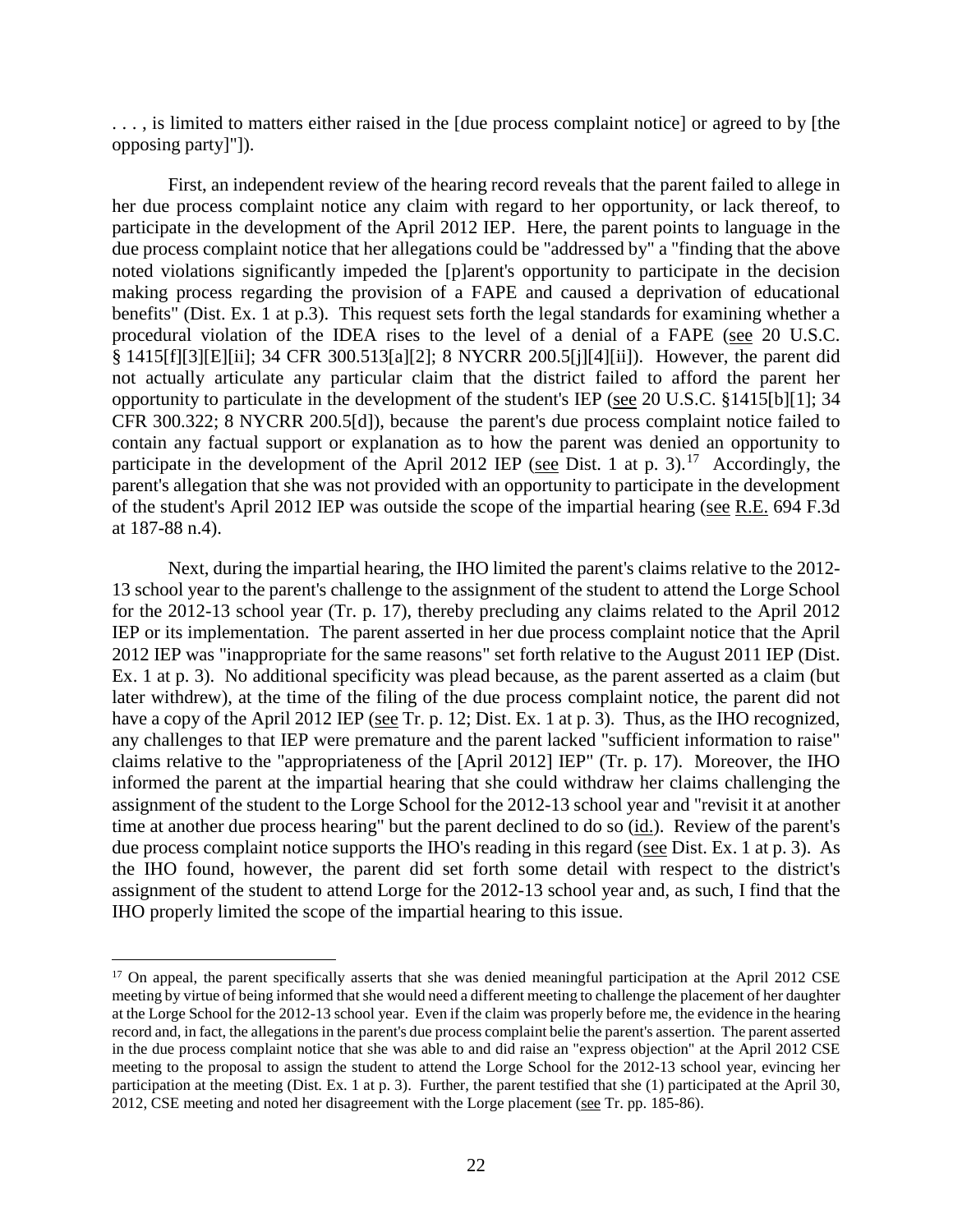. . . , is limited to matters either raised in the [due process complaint notice] or agreed to by [the opposing party]"]).

First, an independent review of the hearing record reveals that the parent failed to allege in her due process complaint notice any claim with regard to her opportunity, or lack thereof, to participate in the development of the April 2012 IEP. Here, the parent points to language in the due process complaint notice that her allegations could be "addressed by" a "finding that the above noted violations significantly impeded the [p]arent's opportunity to participate in the decision making process regarding the provision of a FAPE and caused a deprivation of educational benefits" (Dist. Ex. 1 at p.3). This request sets forth the legal standards for examining whether a procedural violation of the IDEA rises to the level of a denial of a FAPE (see 20 U.S.C. § 1415[f][3][E][ii]; 34 CFR 300.513[a][2]; 8 NYCRR 200.5[j][4][ii]). However, the parent did not actually articulate any particular claim that the district failed to afford the parent her opportunity to particulate in the development of the student's IEP (see 20 U.S.C. §1415[b][1]; 34 CFR 300.322; 8 NYCRR 200.5[d]), because the parent's due process complaint notice failed to contain any factual support or explanation as to how the parent was denied an opportunity to participate in the development of the April 2012 IEP (see Dist. 1 at p. 3).[17] Accordingly, the parent's allegation that she was not provided with an opportunity to participate in the development of the student's April 2012 IEP was outside the scope of the impartial hearing (see R.E. 694 F.3d at 187-88 n.4).

Next, during the impartial hearing, the IHO limited the parent's claims relative to the 2012-13 school year to the parent's challenge to the assignment of the student to attend the Lorge School for the 2012-13 school year (Tr. p. 17), thereby precluding any claims related to the April 2012 IEP or its implementation. The parent asserted in her due process complaint notice that the April 2012 IEP was "inappropriate for the same reasons" set forth relative to the August 2011 IEP (Dist. Ex. 1 at p. 3). No additional specificity was plead because, as the parent asserted as a claim (but later withdrew), at the time of the filing of the due process complaint notice, the parent did not have a copy of the April 2012 IEP (see Tr. p. 12; Dist. Ex. 1 at p. 3). Thus, as the IHO recognized, any challenges to that IEP were premature and the parent lacked "sufficient information to raise" claims relative to the "appropriateness of the [April 2012] IEP" (Tr. p. 17). Moreover, the IHO informed the parent at the impartial hearing that she could withdraw her claims challenging the assignment of the student to the Lorge School for the 2012-13 school year and "revisit it at another time at another due process hearing" but the parent declined to do so (id.). Review of the parent's due process complaint notice supports the IHO's reading in this regard (see Dist. Ex. 1 at p. 3). As the IHO found, however, the parent did set forth some detail with respect to the district's assignment of the student to attend Lorge for the 2012-13 school year and, as such, I find that the IHO properly limited the scope of the impartial hearing to this issue.

[17] On appeal, the parent specifically asserts that she was denied meaningful participation at the April 2012 CSE meeting by virtue of being informed that she would need a different meeting to challenge the placement of her daughter at the Lorge School for the 2012-13 school year. Even if the claim was properly before me, the evidence in the hearing record and, in fact, the allegations in the parent's due process complaint belie the parent's assertion. The parent asserted in the due process complaint notice that she was able to and did raise an "express objection" at the April 2012 CSE meeting to the proposal to assign the student to attend the Lorge School for the 2012-13 school year, evincing her participation at the meeting (Dist. Ex. 1 at p. 3). Further, the parent testified that she (1) participated at the April 30, 2012, CSE meeting and noted her disagreement with the Lorge placement (see Tr. pp. 185-86).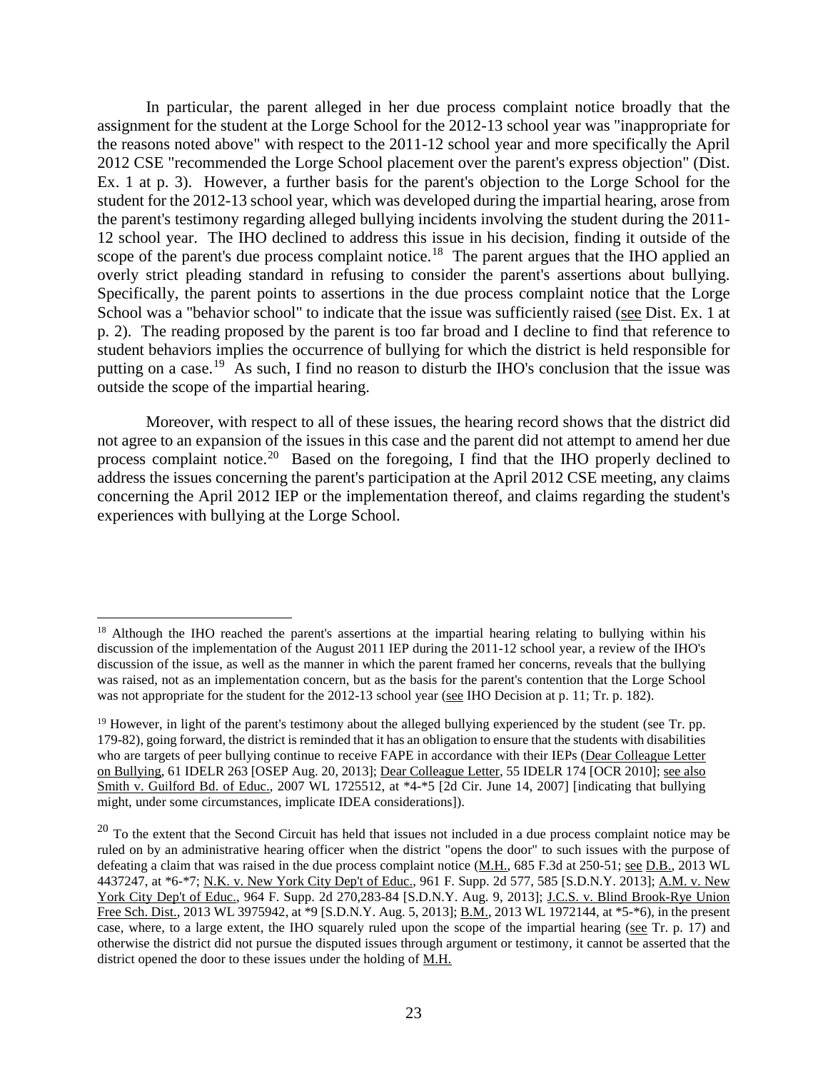In particular, the parent alleged in her due process complaint notice broadly that the assignment for the student at the Lorge School for the 2012-13 school year was "inappropriate for the reasons noted above" with respect to the 2011-12 school year and more specifically the April 2012 CSE "recommended the Lorge School placement over the parent's express objection" (Dist. Ex. 1 at p. 3). However, a further basis for the parent's objection to the Lorge School for the student for the 2012-13 school year, which was developed during the impartial hearing, arose from the parent's testimony regarding alleged bullying incidents involving the student during the 2011-12 school year. The IHO declined to address this issue in his decision, finding it outside of the scope of the parent's due process complaint notice.[18] The parent argues that the IHO applied an overly strict pleading standard in refusing to consider the parent's assertions about bullying. Specifically, the parent points to assertions in the due process complaint notice that the Lorge School was a "behavior school" to indicate that the issue was sufficiently raised (see Dist. Ex. 1 at p. 2). The reading proposed by the parent is too far broad and I decline to find that reference to student behaviors implies the occurrence of bullying for which the district is held responsible for putting on a case.[19] As such, I find no reason to disturb the IHO's conclusion that the issue was outside the scope of the impartial hearing.

Moreover, with respect to all of these issues, the hearing record shows that the district did not agree to an expansion of the issues in this case and the parent did not attempt to amend her due process complaint notice.[20] Based on the foregoing, I find that the IHO properly declined to address the issues concerning the parent's participation at the April 2012 CSE meeting, any claims concerning the April 2012 IEP or the implementation thereof, and claims regarding the student's experiences with bullying at the Lorge School.

---

[18] Although the IHO reached the parent's assertions at the impartial hearing relating to bullying within his discussion of the implementation of the August 2011 IEP during the 2011-12 school year, a review of the IHO's discussion of the issue, as well as the manner in which the parent framed her concerns, reveals that the bullying was raised, not as an implementation concern, but as the basis for the parent's contention that the Lorge School was not appropriate for the student for the 2012-13 school year (see IHO Decision at p. 11; Tr. p. 182).

[19] However, in light of the parent's testimony about the alleged bullying experienced by the student (see Tr. pp. 179-82), going forward, the district is reminded that it has an obligation to ensure that the students with disabilities who are targets of peer bullying continue to receive FAPE in accordance with their IEPs (Dear Colleague Letter on Bullying, 61 IDELR 263 [OSEP Aug. 20, 2013]; Dear Colleague Letter, 55 IDELR 174 [OCR 2010]; see also Smith v. Guilford Bd. of Educ., 2007 WL 1725512, at *4-*5 [2d Cir. June 14, 2007] [indicating that bullying might, under some circumstances, implicate IDEA considerations]).

[20] To the extent that the Second Circuit has held that issues not included in a due process complaint notice may be ruled on by an administrative hearing officer when the district "opens the door" to such issues with the purpose of defeating a claim that was raised in the due process complaint notice (M.H., 685 F.3d at 250-51; see D.B., 2013 WL 4437247, at *6-*7; N.K. v. New York City Dep't of Educ., 961 F. Supp. 2d 577, 585 [S.D.N.Y. 2013]; A.M. v. New York City Dep't of Educ., 964 F. Supp. 2d 270,283-84 [S.D.N.Y. Aug. 9, 2013]; J.C.S. v. Blind Brook-Rye Union Free Sch. Dist., 2013 WL 3975942, at *9 [S.D.N.Y. Aug. 5, 2013]; B.M., 2013 WL 1972144, at *5-*6), in the present case, where, to a large extent, the IHO squarely ruled upon the scope of the impartial hearing (see Tr. p. 17) and otherwise the district did not pursue the disputed issues through argument or testimony, it cannot be asserted that the district opened the door to these issues under the holding of M.H.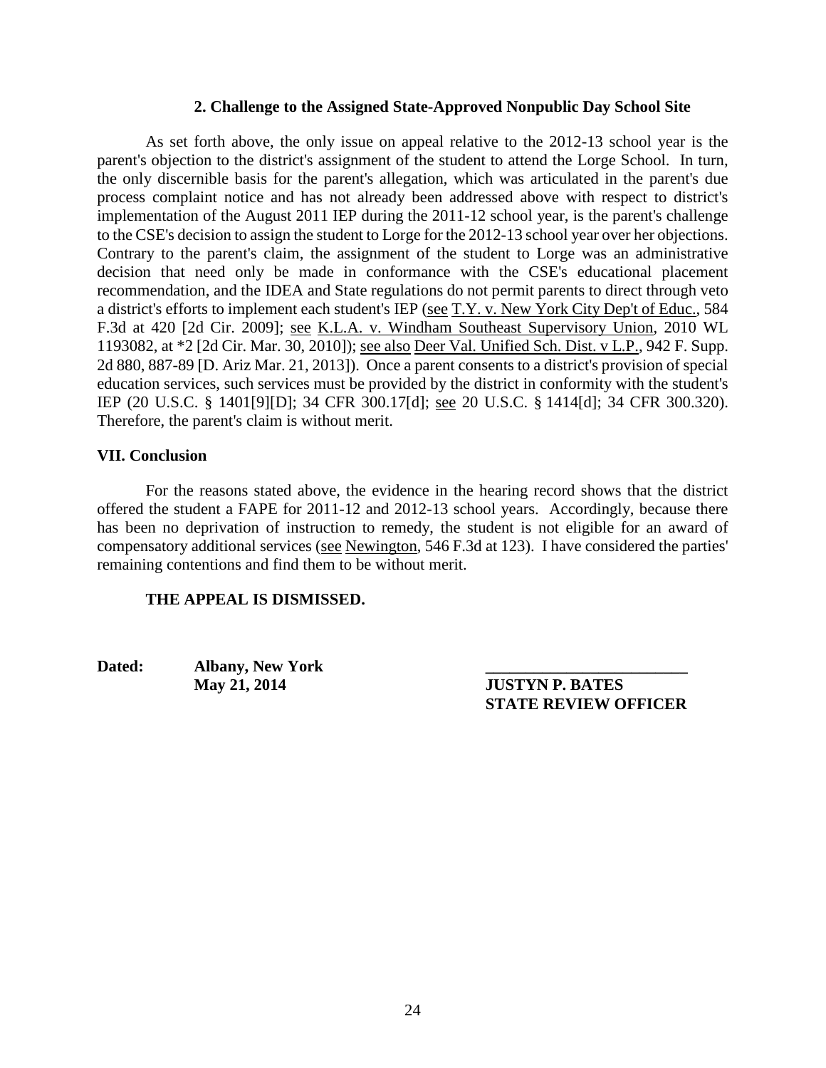### 2. Challenge to the Assigned State-Approved Nonpublic Day School Site

As set forth above, the only issue on appeal relative to the 2012-13 school year is the parent's objection to the district's assignment of the student to attend the Lorge School. In turn, the only discernible basis for the parent's allegation, which was articulated in the parent's due process complaint notice and has not already been addressed above with respect to district's implementation of the August 2011 IEP during the 2011-12 school year, is the parent's challenge to the CSE's decision to assign the student to Lorge for the 2012-13 school year over her objections. Contrary to the parent's claim, the assignment of the student to Lorge was an administrative decision that need only be made in conformance with the CSE's educational placement recommendation, and the IDEA and State regulations do not permit parents to direct through veto a district's efforts to implement each student's IEP (see T.Y. v. New York City Dep't of Educ., 584 F.3d at 420 [2d Cir. 2009]; see K.L.A. v. Windham Southeast Supervisory Union, 2010 WL 1193082, at *2 [2d Cir. Mar. 30, 2010]); see also Deer Val. Unified Sch. Dist. v L.P., 942 F. Supp. 2d 880, 887-89 [D. Ariz Mar. 21, 2013]). Once a parent consents to a district's provision of special education services, such services must be provided by the district in conformity with the student's IEP (20 U.S.C. § 1401[9][D]; 34 CFR 300.17[d]; see 20 U.S.C. § 1414[d]; 34 CFR 300.320). Therefore, the parent's claim is without merit.

## VII. Conclusion

For the reasons stated above, the evidence in the hearing record shows that the district offered the student a FAPE for 2011-12 and 2012-13 school years. Accordingly, because there has been no deprivation of instruction to remedy, the student is not eligible for an award of compensatory additional services (see Newington, 546 F.3d at 123). I have considered the parties' remaining contentions and find them to be without merit.

**THE APPEAL IS DISMISSED.**

**Dated:** **Albany, New York**
**May 21, 2014**

**JUSTYN P. BATES**
**STATE REVIEW OFFICER**